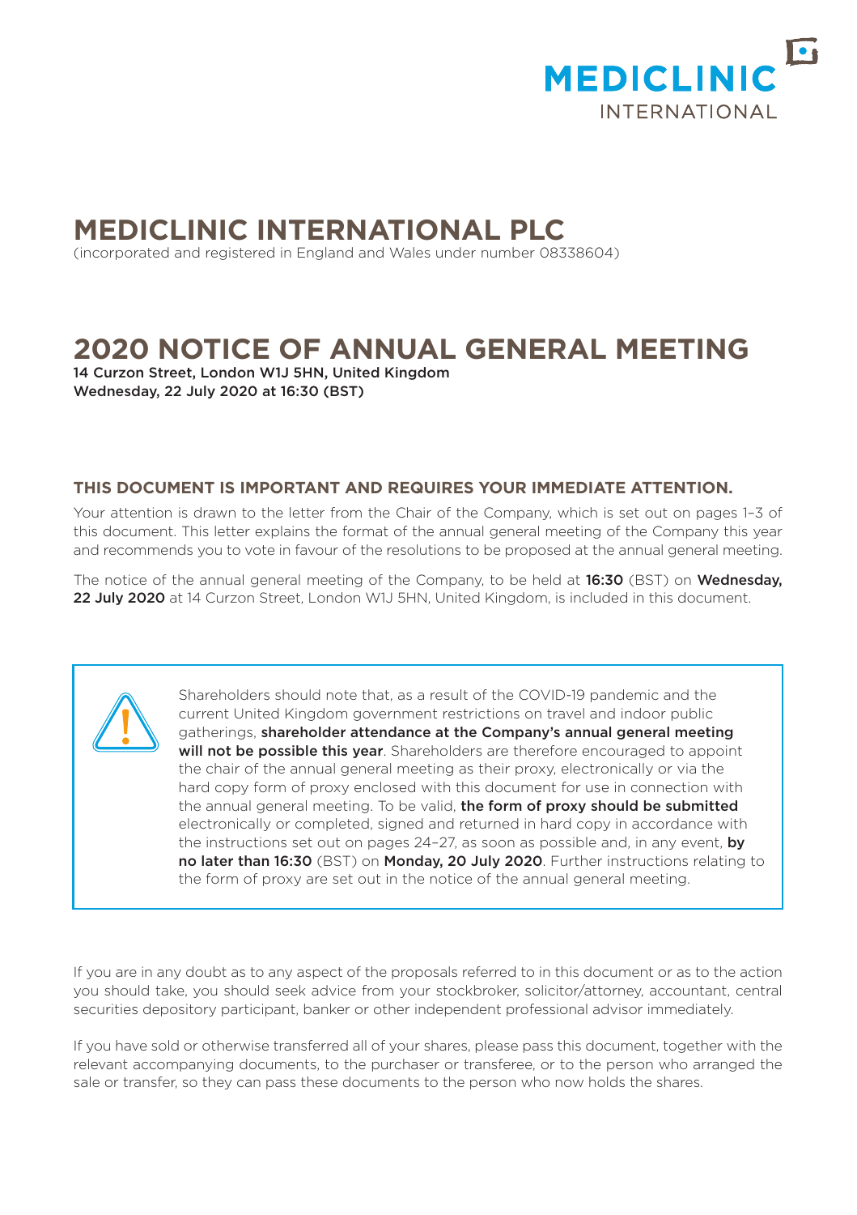MEDICLINIC INTERNATIONAL

# MEDICLINIC INTERNATIONAL PLC

(incorporated and registered in England and Wales under number 08338604)

# 2020 NOTICE OF ANNUAL GENERAL MEETING

14 Curzon Street, London W1J 5HN, United Kingdom
Wednesday, 22 July 2020 at 16:30 (BST)

## THIS DOCUMENT IS IMPORTANT AND REQUIRES YOUR IMMEDIATE ATTENTION.

Your attention is drawn to the letter from the Chair of the Company, which is set out on pages 1–3 of this document. This letter explains the format of the annual general meeting of the Company this year and recommends you to vote in favour of the resolutions to be proposed at the annual general meeting.

The notice of the annual general meeting of the Company, to be held at **16:30** (BST) on **Wednesday, 22 July 2020** at 14 Curzon Street, London W1J 5HN, United Kingdom, is included in this document.

Shareholders should note that, as a result of the COVID-19 pandemic and the current United Kingdom government restrictions on travel and indoor public gatherings, **shareholder attendance at the Company's annual general meeting will not be possible this year**. Shareholders are therefore encouraged to appoint the chair of the annual general meeting as their proxy, electronically or via the hard copy form of proxy enclosed with this document for use in connection with the annual general meeting. To be valid, **the form of proxy should be submitted** electronically or completed, signed and returned in hard copy in accordance with the instructions set out on pages 24–27, as soon as possible and, in any event, **by no later than 16:30** (BST) on **Monday, 20 July 2020**. Further instructions relating to the form of proxy are set out in the notice of the annual general meeting.

If you are in any doubt as to any aspect of the proposals referred to in this document or as to the action you should take, you should seek advice from your stockbroker, solicitor/attorney, accountant, central securities depository participant, banker or other independent professional advisor immediately.

If you have sold or otherwise transferred all of your shares, please pass this document, together with the relevant accompanying documents, to the purchaser or transferee, or to the person who arranged the sale or transfer, so they can pass these documents to the person who now holds the shares.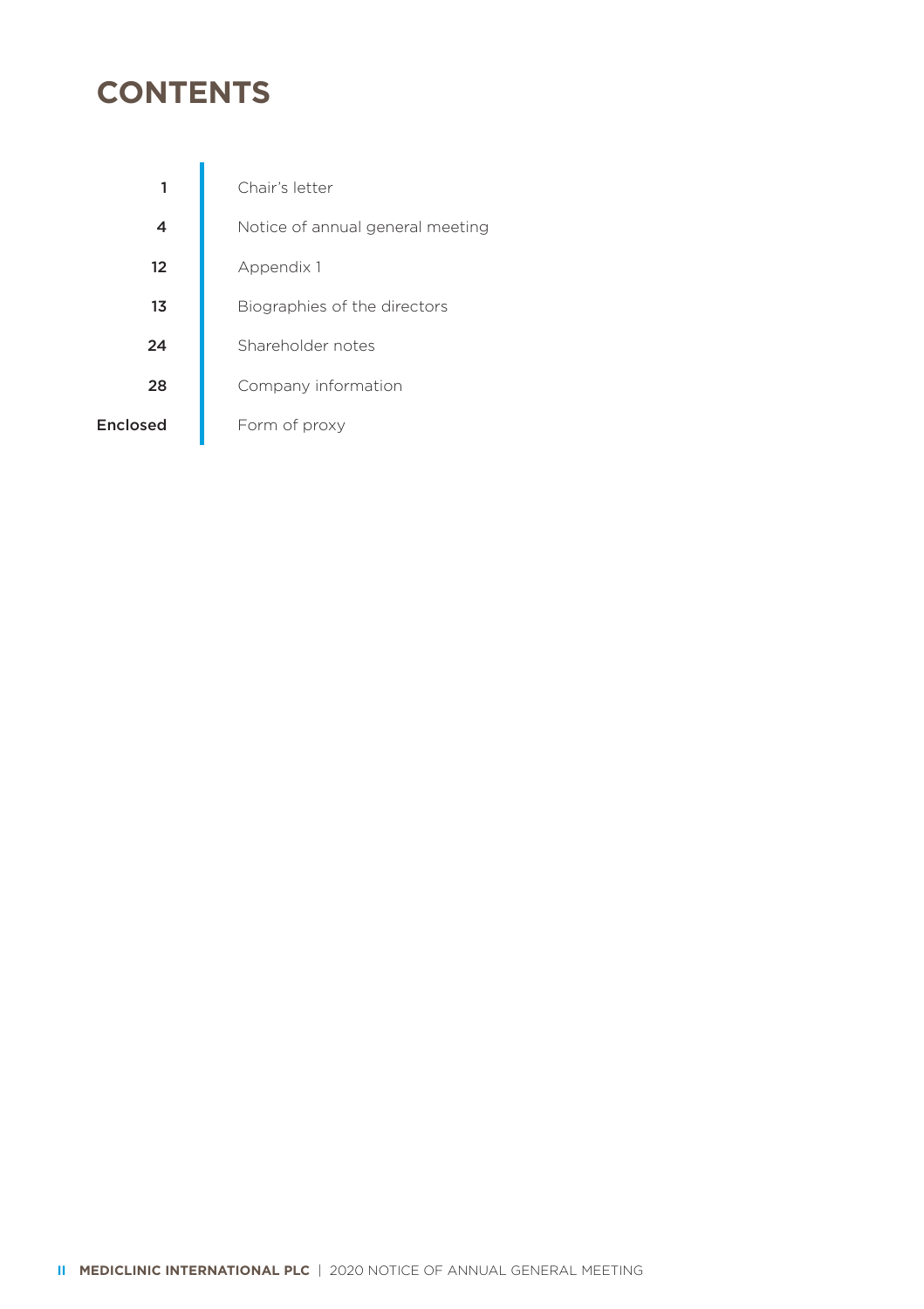# CONTENTS

| | |
|---|---|
| 1 | Chair's letter |
| 4 | Notice of annual general meeting |
| 12 | Appendix 1 |
| 13 | Biographies of the directors |
| 24 | Shareholder notes |
| 28 | Company information |
| Enclosed | Form of proxy |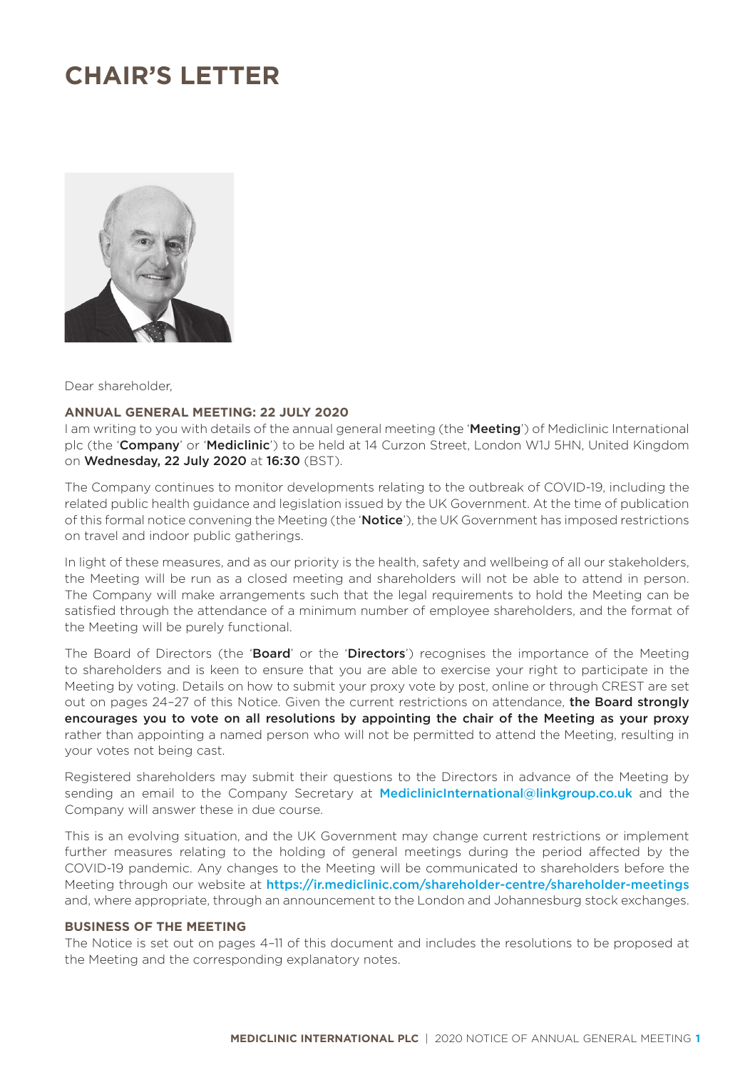# CHAIR'S LETTER

Dear shareholder,

### ANNUAL GENERAL MEETING: 22 JULY 2020

I am writing to you with details of the annual general meeting (the '**Meeting**') of Mediclinic International plc (the '**Company**' or '**Mediclinic**') to be held at 14 Curzon Street, London W1J 5HN, United Kingdom on **Wednesday, 22 July 2020** at **16:30** (BST).

The Company continues to monitor developments relating to the outbreak of COVID-19, including the related public health guidance and legislation issued by the UK Government. At the time of publication of this formal notice convening the Meeting (the '**Notice**'), the UK Government has imposed restrictions on travel and indoor public gatherings.

In light of these measures, and as our priority is the health, safety and wellbeing of all our stakeholders, the Meeting will be run as a closed meeting and shareholders will not be able to attend in person. The Company will make arrangements such that the legal requirements to hold the Meeting can be satisfied through the attendance of a minimum number of employee shareholders, and the format of the Meeting will be purely functional.

The Board of Directors (the '**Board**' or the '**Directors**') recognises the importance of the Meeting to shareholders and is keen to ensure that you are able to exercise your right to participate in the Meeting by voting. Details on how to submit your proxy vote by post, online or through CREST are set out on pages 24–27 of this Notice. Given the current restrictions on attendance, **the Board strongly encourages you to vote on all resolutions by appointing the chair of the Meeting as your proxy** rather than appointing a named person who will not be permitted to attend the Meeting, resulting in your votes not being cast.

Registered shareholders may submit their questions to the Directors in advance of the Meeting by sending an email to the Company Secretary at MediclinicInternational@linkgroup.co.uk and the Company will answer these in due course.

This is an evolving situation, and the UK Government may change current restrictions or implement further measures relating to the holding of general meetings during the period affected by the COVID-19 pandemic. Any changes to the Meeting will be communicated to shareholders before the Meeting through our website at https://ir.mediclinic.com/shareholder-centre/shareholder-meetings and, where appropriate, through an announcement to the London and Johannesburg stock exchanges.

### BUSINESS OF THE MEETING

The Notice is set out on pages 4–11 of this document and includes the resolutions to be proposed at the Meeting and the corresponding explanatory notes.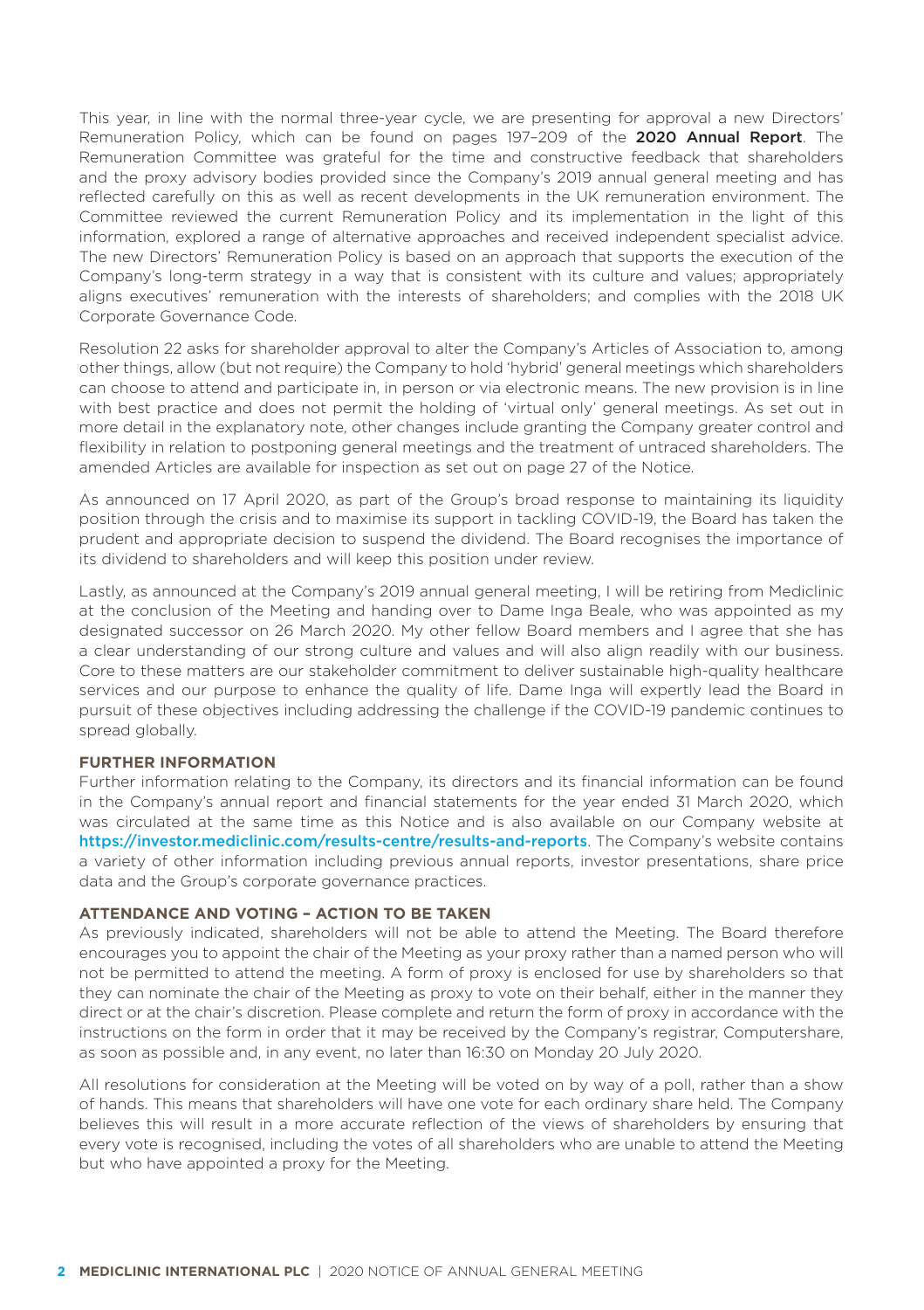This year, in line with the normal three-year cycle, we are presenting for approval a new Directors' Remuneration Policy, which can be found on pages 197–209 of the **2020 Annual Report**. The Remuneration Committee was grateful for the time and constructive feedback that shareholders and the proxy advisory bodies provided since the Company's 2019 annual general meeting and has reflected carefully on this as well as recent developments in the UK remuneration environment. The Committee reviewed the current Remuneration Policy and its implementation in the light of this information, explored a range of alternative approaches and received independent specialist advice. The new Directors' Remuneration Policy is based on an approach that supports the execution of the Company's long-term strategy in a way that is consistent with its culture and values; appropriately aligns executives' remuneration with the interests of shareholders; and complies with the 2018 UK Corporate Governance Code.

Resolution 22 asks for shareholder approval to alter the Company's Articles of Association to, among other things, allow (but not require) the Company to hold 'hybrid' general meetings which shareholders can choose to attend and participate in, in person or via electronic means. The new provision is in line with best practice and does not permit the holding of 'virtual only' general meetings. As set out in more detail in the explanatory note, other changes include granting the Company greater control and flexibility in relation to postponing general meetings and the treatment of untraced shareholders. The amended Articles are available for inspection as set out on page 27 of the Notice.

As announced on 17 April 2020, as part of the Group's broad response to maintaining its liquidity position through the crisis and to maximise its support in tackling COVID-19, the Board has taken the prudent and appropriate decision to suspend the dividend. The Board recognises the importance of its dividend to shareholders and will keep this position under review.

Lastly, as announced at the Company's 2019 annual general meeting, I will be retiring from Mediclinic at the conclusion of the Meeting and handing over to Dame Inga Beale, who was appointed as my designated successor on 26 March 2020. My other fellow Board members and I agree that she has a clear understanding of our strong culture and values and will also align readily with our business. Core to these matters are our stakeholder commitment to deliver sustainable high-quality healthcare services and our purpose to enhance the quality of life. Dame Inga will expertly lead the Board in pursuit of these objectives including addressing the challenge if the COVID-19 pandemic continues to spread globally.

**FURTHER INFORMATION**

Further information relating to the Company, its directors and its financial information can be found in the Company's annual report and financial statements for the year ended 31 March 2020, which was circulated at the same time as this Notice and is also available on our Company website at https://investor.mediclinic.com/results-centre/results-and-reports. The Company's website contains a variety of other information including previous annual reports, investor presentations, share price data and the Group's corporate governance practices.

**ATTENDANCE AND VOTING – ACTION TO BE TAKEN**

As previously indicated, shareholders will not be able to attend the Meeting. The Board therefore encourages you to appoint the chair of the Meeting as your proxy rather than a named person who will not be permitted to attend the meeting. A form of proxy is enclosed for use by shareholders so that they can nominate the chair of the Meeting as proxy to vote on their behalf, either in the manner they direct or at the chair's discretion. Please complete and return the form of proxy in accordance with the instructions on the form in order that it may be received by the Company's registrar, Computershare, as soon as possible and, in any event, no later than 16:30 on Monday 20 July 2020.

All resolutions for consideration at the Meeting will be voted on by way of a poll, rather than a show of hands. This means that shareholders will have one vote for each ordinary share held. The Company believes this will result in a more accurate reflection of the views of shareholders by ensuring that every vote is recognised, including the votes of all shareholders who are unable to attend the Meeting but who have appointed a proxy for the Meeting.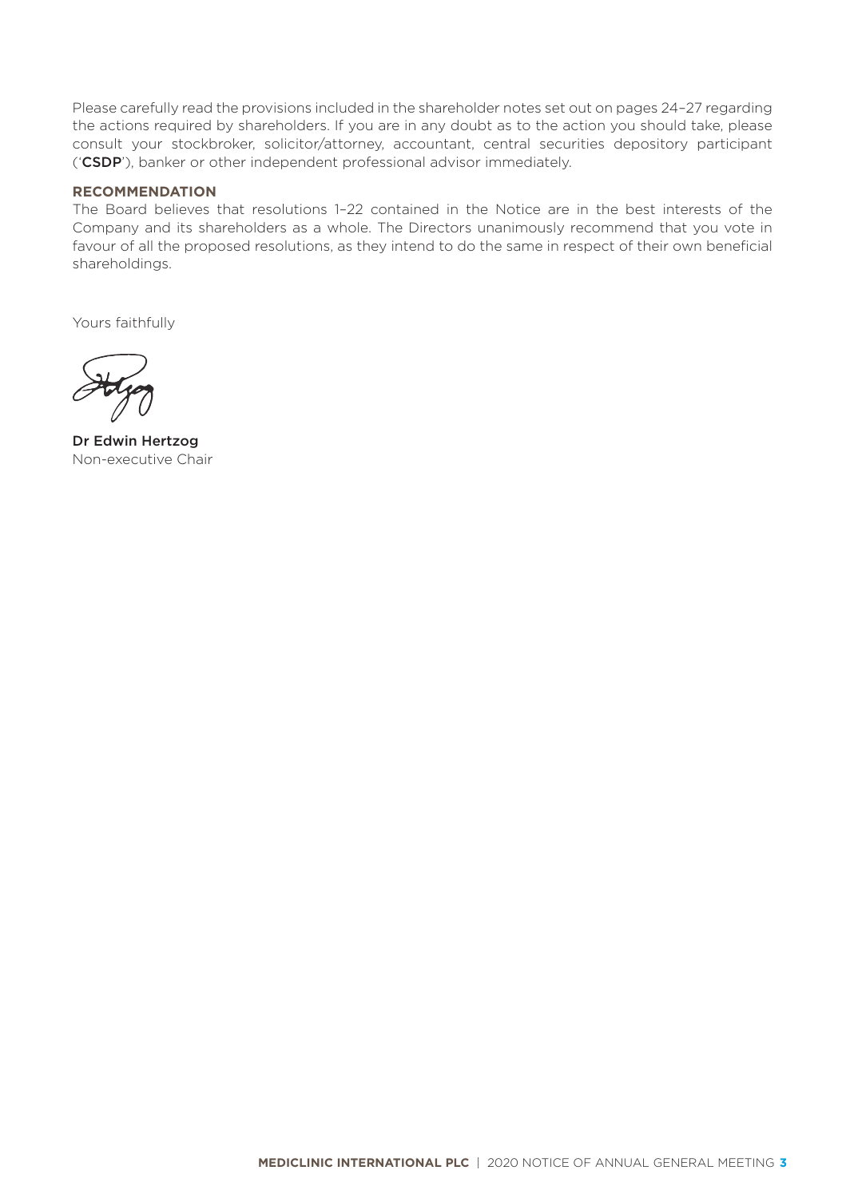Please carefully read the provisions included in the shareholder notes set out on pages 24–27 regarding the actions required by shareholders. If you are in any doubt as to the action you should take, please consult your stockbroker, solicitor/attorney, accountant, central securities depository participant ('**CSDP**'), banker or other independent professional advisor immediately.

**RECOMMENDATION**

The Board believes that resolutions 1–22 contained in the Notice are in the best interests of the Company and its shareholders as a whole. The Directors unanimously recommend that you vote in favour of all the proposed resolutions, as they intend to do the same in respect of their own beneficial shareholdings.

Yours faithfully

Dr Edwin Hertzog
Non-executive Chair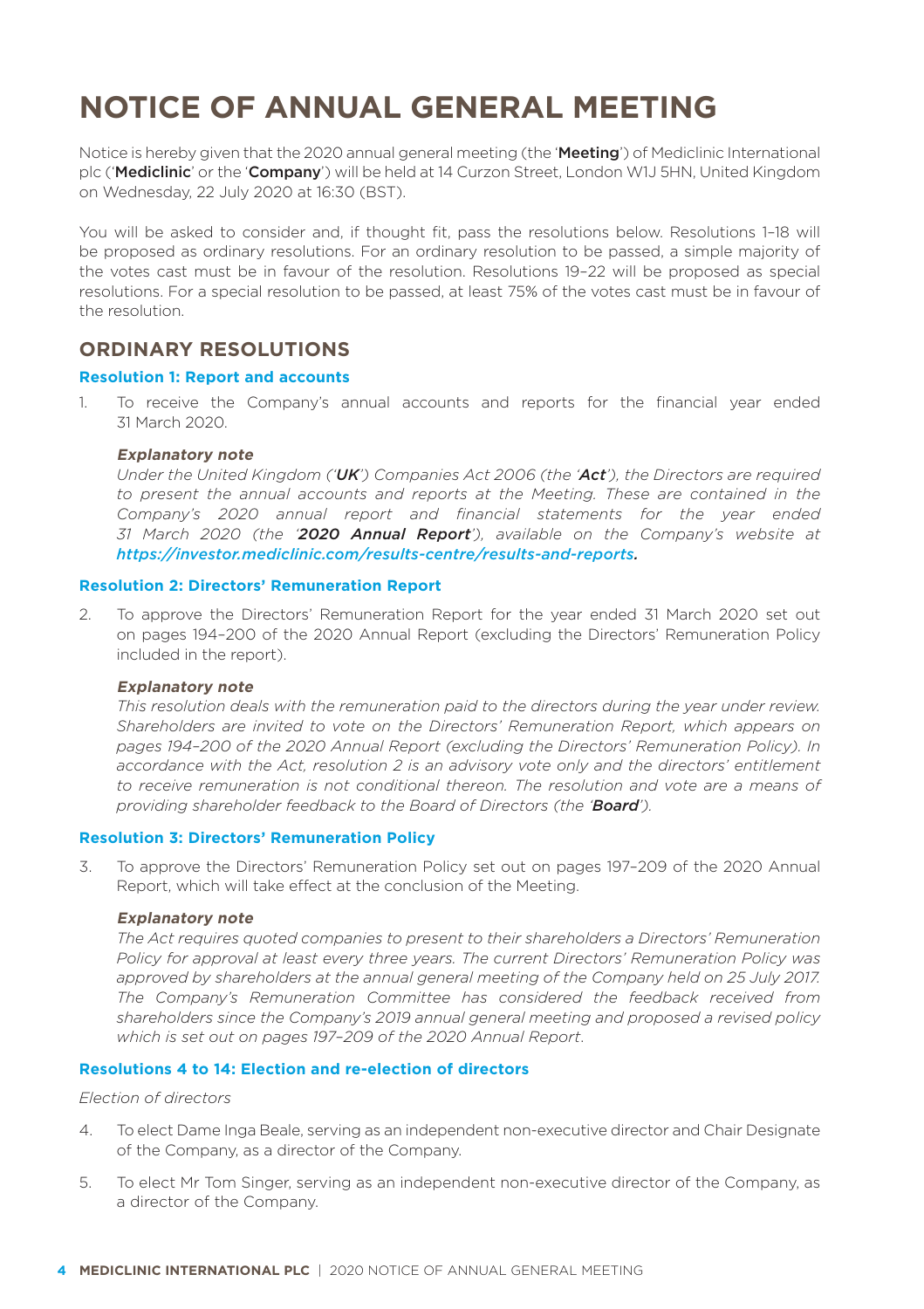# NOTICE OF ANNUAL GENERAL MEETING

Notice is hereby given that the 2020 annual general meeting (the '**Meeting**') of Mediclinic International plc ('**Mediclinic**' or the '**Company**') will be held at 14 Curzon Street, London W1J 5HN, United Kingdom on Wednesday, 22 July 2020 at 16:30 (BST).

You will be asked to consider and, if thought fit, pass the resolutions below. Resolutions 1–18 will be proposed as ordinary resolutions. For an ordinary resolution to be passed, a simple majority of the votes cast must be in favour of the resolution. Resolutions 19–22 will be proposed as special resolutions. For a special resolution to be passed, at least 75% of the votes cast must be in favour of the resolution.

## ORDINARY RESOLUTIONS

### Resolution 1: Report and accounts

1. To receive the Company's annual accounts and reports for the financial year ended 31 March 2020.

***Explanatory note***

*Under the United Kingdom ('**UK**') Companies Act 2006 (the '**Act**'), the Directors are required to present the annual accounts and reports at the Meeting. These are contained in the Company's 2020 annual report and financial statements for the year ended 31 March 2020 (the '**2020 Annual Report**'), available on the Company's website at **https://investor.mediclinic.com/results-centre/results-and-reports.***

### Resolution 2: Directors' Remuneration Report

2. To approve the Directors' Remuneration Report for the year ended 31 March 2020 set out on pages 194–200 of the 2020 Annual Report (excluding the Directors' Remuneration Policy included in the report).

***Explanatory note***

*This resolution deals with the remuneration paid to the directors during the year under review. Shareholders are invited to vote on the Directors' Remuneration Report, which appears on pages 194–200 of the 2020 Annual Report (excluding the Directors' Remuneration Policy). In accordance with the Act, resolution 2 is an advisory vote only and the directors' entitlement to receive remuneration is not conditional thereon. The resolution and vote are a means of providing shareholder feedback to the Board of Directors (the '**Board**').*

### Resolution 3: Directors' Remuneration Policy

3. To approve the Directors' Remuneration Policy set out on pages 197–209 of the 2020 Annual Report, which will take effect at the conclusion of the Meeting.

***Explanatory note***

*The Act requires quoted companies to present to their shareholders a Directors' Remuneration Policy for approval at least every three years. The current Directors' Remuneration Policy was approved by shareholders at the annual general meeting of the Company held on 25 July 2017. The Company's Remuneration Committee has considered the feedback received from shareholders since the Company's 2019 annual general meeting and proposed a revised policy which is set out on pages 197–209 of the 2020 Annual Report.*

### Resolutions 4 to 14: Election and re-election of directors

*Election of directors*

4. To elect Dame Inga Beale, serving as an independent non-executive director and Chair Designate of the Company, as a director of the Company.

5. To elect Mr Tom Singer, serving as an independent non-executive director of the Company, as a director of the Company.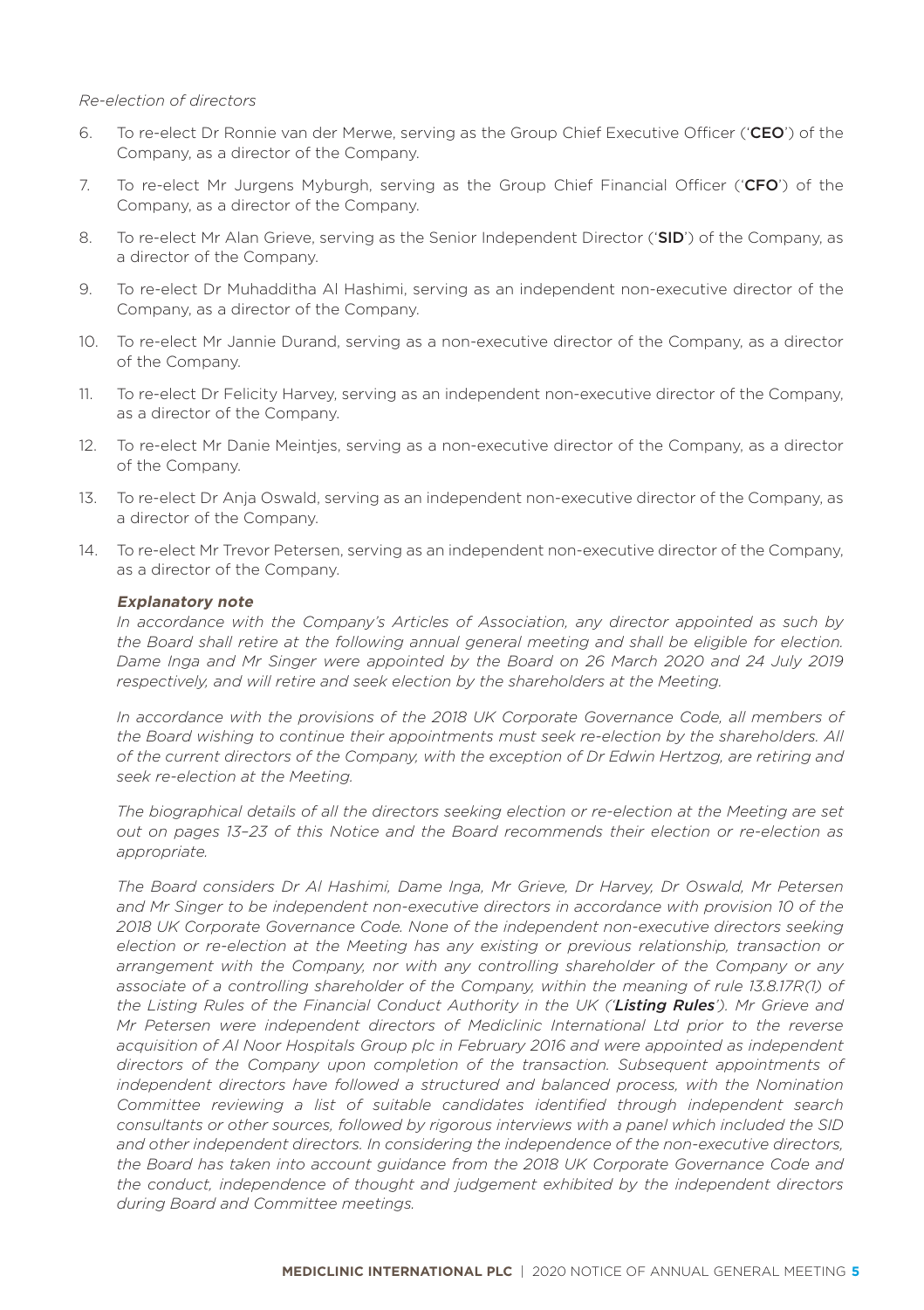*Re-election of directors*

6. To re-elect Dr Ronnie van der Merwe, serving as the Group Chief Executive Officer ('**CEO**') of the Company, as a director of the Company.

7. To re-elect Mr Jurgens Myburgh, serving as the Group Chief Financial Officer ('**CFO**') of the Company, as a director of the Company.

8. To re-elect Mr Alan Grieve, serving as the Senior Independent Director ('**SID**') of the Company, as a director of the Company.

9. To re-elect Dr Muhadditha Al Hashimi, serving as an independent non-executive director of the Company, as a director of the Company.

10. To re-elect Mr Jannie Durand, serving as a non-executive director of the Company, as a director of the Company.

11. To re-elect Dr Felicity Harvey, serving as an independent non-executive director of the Company, as a director of the Company.

12. To re-elect Mr Danie Meintjes, serving as a non-executive director of the Company, as a director of the Company.

13. To re-elect Dr Anja Oswald, serving as an independent non-executive director of the Company, as a director of the Company.

14. To re-elect Mr Trevor Petersen, serving as an independent non-executive director of the Company, as a director of the Company.

***Explanatory note***

*In accordance with the Company's Articles of Association, any director appointed as such by the Board shall retire at the following annual general meeting and shall be eligible for election. Dame Inga and Mr Singer were appointed by the Board on 26 March 2020 and 24 July 2019 respectively, and will retire and seek election by the shareholders at the Meeting.*

*In accordance with the provisions of the 2018 UK Corporate Governance Code, all members of the Board wishing to continue their appointments must seek re-election by the shareholders. All of the current directors of the Company, with the exception of Dr Edwin Hertzog, are retiring and seek re-election at the Meeting.*

*The biographical details of all the directors seeking election or re-election at the Meeting are set out on pages 13–23 of this Notice and the Board recommends their election or re-election as appropriate.*

*The Board considers Dr Al Hashimi, Dame Inga, Mr Grieve, Dr Harvey, Dr Oswald, Mr Petersen and Mr Singer to be independent non-executive directors in accordance with provision 10 of the 2018 UK Corporate Governance Code. None of the independent non-executive directors seeking election or re-election at the Meeting has any existing or previous relationship, transaction or arrangement with the Company, nor with any controlling shareholder of the Company or any associate of a controlling shareholder of the Company, within the meaning of rule 13.8.17R(1) of the Listing Rules of the Financial Conduct Authority in the UK ('**Listing Rules**'). Mr Grieve and Mr Petersen were independent directors of Mediclinic International Ltd prior to the reverse acquisition of Al Noor Hospitals Group plc in February 2016 and were appointed as independent directors of the Company upon completion of the transaction. Subsequent appointments of independent directors have followed a structured and balanced process, with the Nomination Committee reviewing a list of suitable candidates identified through independent search consultants or other sources, followed by rigorous interviews with a panel which included the SID and other independent directors. In considering the independence of the non-executive directors, the Board has taken into account guidance from the 2018 UK Corporate Governance Code and the conduct, independence of thought and judgement exhibited by the independent directors during Board and Committee meetings.*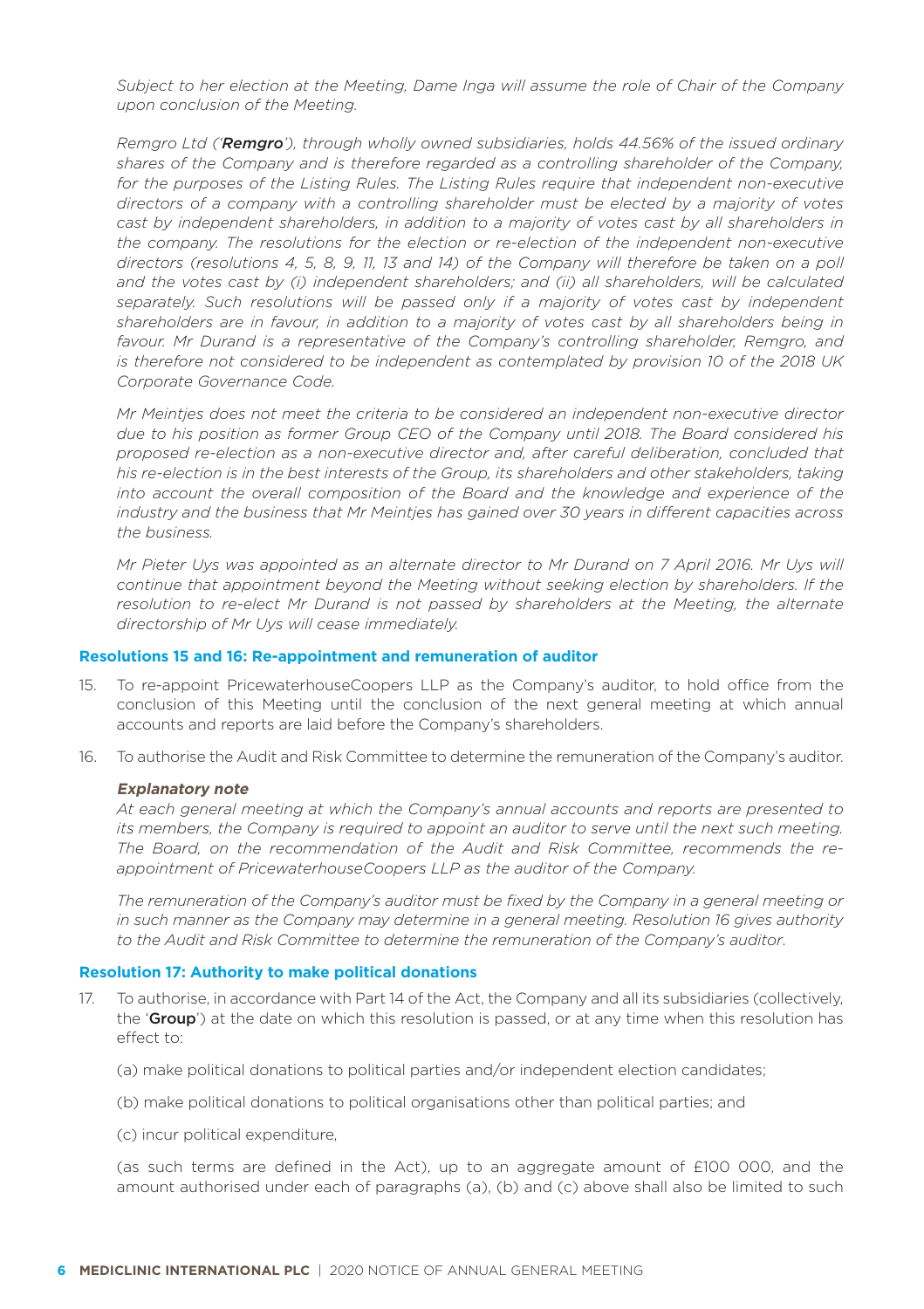*Subject to her election at the Meeting, Dame Inga will assume the role of Chair of the Company upon conclusion of the Meeting.*

*Remgro Ltd ('**Remgro**'), through wholly owned subsidiaries, holds 44.56% of the issued ordinary shares of the Company and is therefore regarded as a controlling shareholder of the Company, for the purposes of the Listing Rules. The Listing Rules require that independent non-executive directors of a company with a controlling shareholder must be elected by a majority of votes cast by independent shareholders, in addition to a majority of votes cast by all shareholders in the company. The resolutions for the election or re-election of the independent non-executive directors (resolutions 4, 5, 8, 9, 11, 13 and 14) of the Company will therefore be taken on a poll and the votes cast by (i) independent shareholders; and (ii) all shareholders, will be calculated separately. Such resolutions will be passed only if a majority of votes cast by independent shareholders are in favour, in addition to a majority of votes cast by all shareholders being in favour. Mr Durand is a representative of the Company's controlling shareholder, Remgro, and is therefore not considered to be independent as contemplated by provision 10 of the 2018 UK Corporate Governance Code.*

*Mr Meintjes does not meet the criteria to be considered an independent non-executive director due to his position as former Group CEO of the Company until 2018. The Board considered his proposed re-election as a non-executive director and, after careful deliberation, concluded that his re-election is in the best interests of the Group, its shareholders and other stakeholders, taking into account the overall composition of the Board and the knowledge and experience of the industry and the business that Mr Meintjes has gained over 30 years in different capacities across the business.*

*Mr Pieter Uys was appointed as an alternate director to Mr Durand on 7 April 2016. Mr Uys will continue that appointment beyond the Meeting without seeking election by shareholders. If the resolution to re-elect Mr Durand is not passed by shareholders at the Meeting, the alternate directorship of Mr Uys will cease immediately.*

### Resolutions 15 and 16: Re-appointment and remuneration of auditor

15. To re-appoint PricewaterhouseCoopers LLP as the Company's auditor, to hold office from the conclusion of this Meeting until the conclusion of the next general meeting at which annual accounts and reports are laid before the Company's shareholders.

16. To authorise the Audit and Risk Committee to determine the remuneration of the Company's auditor.

***Explanatory note***

*At each general meeting at which the Company's annual accounts and reports are presented to its members, the Company is required to appoint an auditor to serve until the next such meeting. The Board, on the recommendation of the Audit and Risk Committee, recommends the re-appointment of PricewaterhouseCoopers LLP as the auditor of the Company.*

*The remuneration of the Company's auditor must be fixed by the Company in a general meeting or in such manner as the Company may determine in a general meeting. Resolution 16 gives authority to the Audit and Risk Committee to determine the remuneration of the Company's auditor.*

### Resolution 17: Authority to make political donations

17. To authorise, in accordance with Part 14 of the Act, the Company and all its subsidiaries (collectively, the '**Group**') at the date on which this resolution is passed, or at any time when this resolution has effect to:

    (a) make political donations to political parties and/or independent election candidates;

    (b) make political donations to political organisations other than political parties; and

    (c) incur political expenditure,

    (as such terms are defined in the Act), up to an aggregate amount of £100 000, and the amount authorised under each of paragraphs (a), (b) and (c) above shall also be limited to such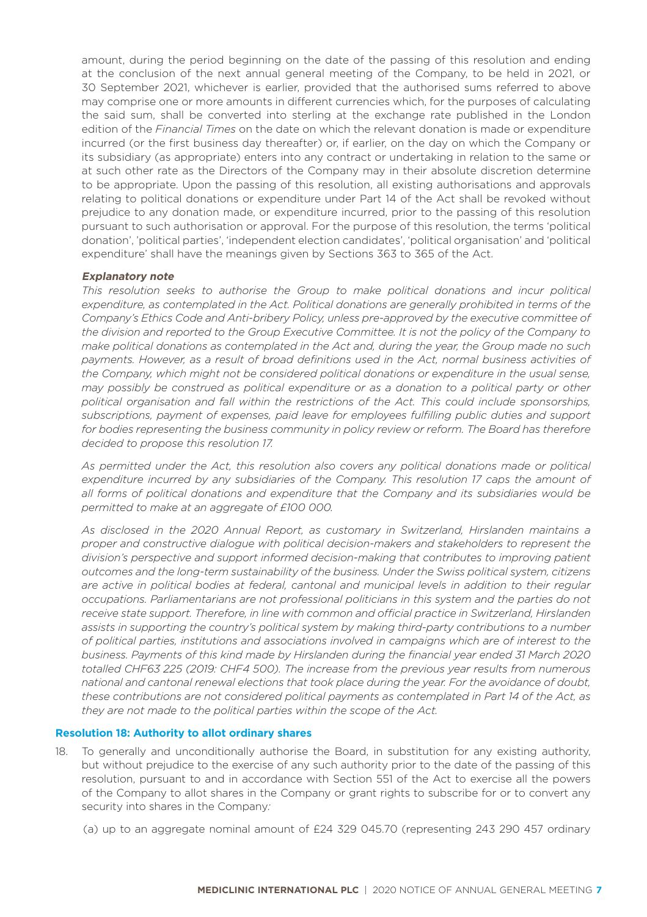amount, during the period beginning on the date of the passing of this resolution and ending at the conclusion of the next annual general meeting of the Company, to be held in 2021, or 30 September 2021, whichever is earlier, provided that the authorised sums referred to above may comprise one or more amounts in different currencies which, for the purposes of calculating the said sum, shall be converted into sterling at the exchange rate published in the London edition of the *Financial Times* on the date on which the relevant donation is made or expenditure incurred (or the first business day thereafter) or, if earlier, on the day on which the Company or its subsidiary (as appropriate) enters into any contract or undertaking in relation to the same or at such other rate as the Directors of the Company may in their absolute discretion determine to be appropriate. Upon the passing of this resolution, all existing authorisations and approvals relating to political donations or expenditure under Part 14 of the Act shall be revoked without prejudice to any donation made, or expenditure incurred, prior to the passing of this resolution pursuant to such authorisation or approval. For the purpose of this resolution, the terms 'political donation', 'political parties', 'independent election candidates', 'political organisation' and 'political expenditure' shall have the meanings given by Sections 363 to 365 of the Act.

***Explanatory note***

*This resolution seeks to authorise the Group to make political donations and incur political expenditure, as contemplated in the Act. Political donations are generally prohibited in terms of the Company's Ethics Code and Anti-bribery Policy, unless pre-approved by the executive committee of the division and reported to the Group Executive Committee. It is not the policy of the Company to make political donations as contemplated in the Act and, during the year, the Group made no such payments. However, as a result of broad definitions used in the Act, normal business activities of the Company, which might not be considered political donations or expenditure in the usual sense, may possibly be construed as political expenditure or as a donation to a political party or other political organisation and fall within the restrictions of the Act. This could include sponsorships, subscriptions, payment of expenses, paid leave for employees fulfilling public duties and support for bodies representing the business community in policy review or reform. The Board has therefore decided to propose this resolution 17.*

*As permitted under the Act, this resolution also covers any political donations made or political expenditure incurred by any subsidiaries of the Company. This resolution 17 caps the amount of all forms of political donations and expenditure that the Company and its subsidiaries would be permitted to make at an aggregate of £100 000.*

*As disclosed in the 2020 Annual Report, as customary in Switzerland, Hirslanden maintains a proper and constructive dialogue with political decision-makers and stakeholders to represent the division's perspective and support informed decision-making that contributes to improving patient outcomes and the long-term sustainability of the business. Under the Swiss political system, citizens are active in political bodies at federal, cantonal and municipal levels in addition to their regular occupations. Parliamentarians are not professional politicians in this system and the parties do not receive state support. Therefore, in line with common and official practice in Switzerland, Hirslanden assists in supporting the country's political system by making third-party contributions to a number of political parties, institutions and associations involved in campaigns which are of interest to the business. Payments of this kind made by Hirslanden during the financial year ended 31 March 2020 totalled CHF63 225 (2019: CHF4 500). The increase from the previous year results from numerous national and cantonal renewal elections that took place during the year. For the avoidance of doubt, these contributions are not considered political payments as contemplated in Part 14 of the Act, as they are not made to the political parties within the scope of the Act.*

### Resolution 18: Authority to allot ordinary shares

18. To generally and unconditionally authorise the Board, in substitution for any existing authority, but without prejudice to the exercise of any such authority prior to the date of the passing of this resolution, pursuant to and in accordance with Section 551 of the Act to exercise all the powers of the Company to allot shares in the Company or grant rights to subscribe for or to convert any security into shares in the Company:

    (a) up to an aggregate nominal amount of £24 329 045.70 (representing 243 290 457 ordinary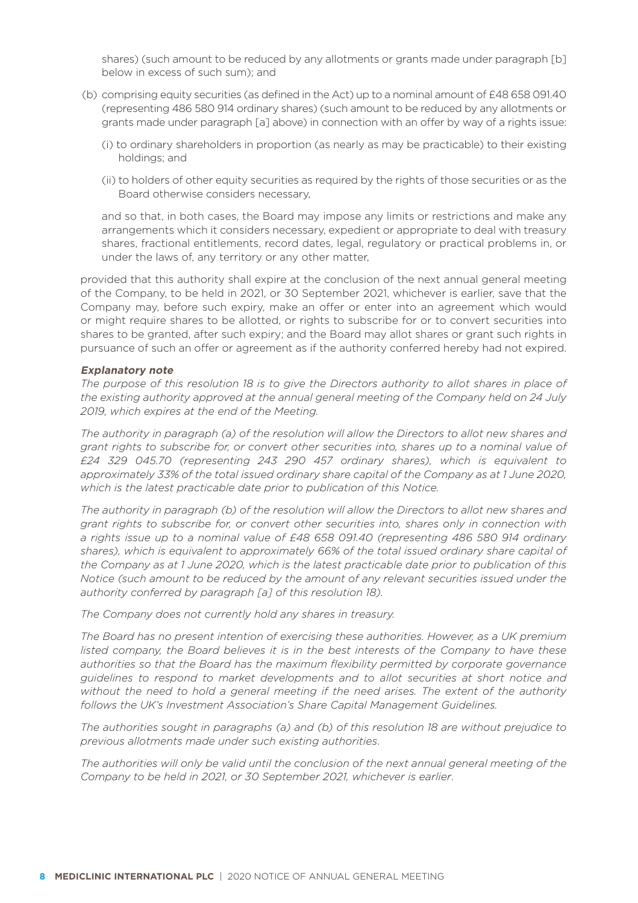shares) (such amount to be reduced by any allotments or grants made under paragraph [b] below in excess of such sum); and

(b) comprising equity securities (as defined in the Act) up to a nominal amount of £48 658 091.40 (representing 486 580 914 ordinary shares) (such amount to be reduced by any allotments or grants made under paragraph [a] above) in connection with an offer by way of a rights issue:

   (i) to ordinary shareholders in proportion (as nearly as may be practicable) to their existing holdings; and

   (ii) to holders of other equity securities as required by the rights of those securities or as the Board otherwise considers necessary,

   and so that, in both cases, the Board may impose any limits or restrictions and make any arrangements which it considers necessary, expedient or appropriate to deal with treasury shares, fractional entitlements, record dates, legal, regulatory or practical problems in, or under the laws of, any territory or any other matter,

provided that this authority shall expire at the conclusion of the next annual general meeting of the Company, to be held in 2021, or 30 September 2021, whichever is earlier, save that the Company may, before such expiry, make an offer or enter into an agreement which would or might require shares to be allotted, or rights to subscribe for or to convert securities into shares to be granted, after such expiry; and the Board may allot shares or grant such rights in pursuance of such an offer or agreement as if the authority conferred hereby had not expired.

***Explanatory note***

*The purpose of this resolution 18 is to give the Directors authority to allot shares in place of the existing authority approved at the annual general meeting of the Company held on 24 July 2019, which expires at the end of the Meeting.*

*The authority in paragraph (a) of the resolution will allow the Directors to allot new shares and grant rights to subscribe for, or convert other securities into, shares up to a nominal value of £24 329 045.70 (representing 243 290 457 ordinary shares), which is equivalent to approximately 33% of the total issued ordinary share capital of the Company as at 1 June 2020, which is the latest practicable date prior to publication of this Notice.*

*The authority in paragraph (b) of the resolution will allow the Directors to allot new shares and grant rights to subscribe for, or convert other securities into, shares only in connection with a rights issue up to a nominal value of £48 658 091.40 (representing 486 580 914 ordinary shares), which is equivalent to approximately 66% of the total issued ordinary share capital of the Company as at 1 June 2020, which is the latest practicable date prior to publication of this Notice (such amount to be reduced by the amount of any relevant securities issued under the authority conferred by paragraph [a] of this resolution 18).*

*The Company does not currently hold any shares in treasury.*

*The Board has no present intention of exercising these authorities. However, as a UK premium listed company, the Board believes it is in the best interests of the Company to have these authorities so that the Board has the maximum flexibility permitted by corporate governance guidelines to respond to market developments and to allot securities at short notice and without the need to hold a general meeting if the need arises. The extent of the authority follows the UK's Investment Association's Share Capital Management Guidelines.*

*The authorities sought in paragraphs (a) and (b) of this resolution 18 are without prejudice to previous allotments made under such existing authorities.*

*The authorities will only be valid until the conclusion of the next annual general meeting of the Company to be held in 2021, or 30 September 2021, whichever is earlier.*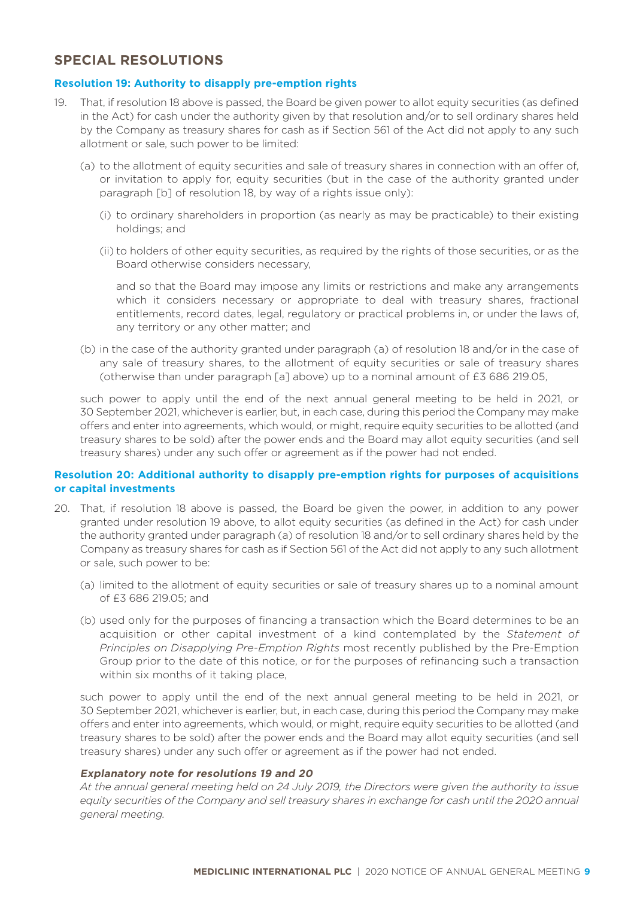## SPECIAL RESOLUTIONS

### Resolution 19: Authority to disapply pre-emption rights

19. That, if resolution 18 above is passed, the Board be given power to allot equity securities (as defined in the Act) for cash under the authority given by that resolution and/or to sell ordinary shares held by the Company as treasury shares for cash as if Section 561 of the Act did not apply to any such allotment or sale, such power to be limited:

    (a) to the allotment of equity securities and sale of treasury shares in connection with an offer of, or invitation to apply for, equity securities (but in the case of the authority granted under paragraph [b] of resolution 18, by way of a rights issue only):

    (i) to ordinary shareholders in proportion (as nearly as may be practicable) to their existing holdings; and

    (ii) to holders of other equity securities, as required by the rights of those securities, or as the Board otherwise considers necessary,

    and so that the Board may impose any limits or restrictions and make any arrangements which it considers necessary or appropriate to deal with treasury shares, fractional entitlements, record dates, legal, regulatory or practical problems in, or under the laws of, any territory or any other matter; and

    (b) in the case of the authority granted under paragraph (a) of resolution 18 and/or in the case of any sale of treasury shares, to the allotment of equity securities or sale of treasury shares (otherwise than under paragraph [a] above) up to a nominal amount of £3 686 219.05,

    such power to apply until the end of the next annual general meeting to be held in 2021, or 30 September 2021, whichever is earlier, but, in each case, during this period the Company may make offers and enter into agreements, which would, or might, require equity securities to be allotted (and treasury shares to be sold) after the power ends and the Board may allot equity securities (and sell treasury shares) under any such offer or agreement as if the power had not ended.

### Resolution 20: Additional authority to disapply pre-emption rights for purposes of acquisitions or capital investments

20. That, if resolution 18 above is passed, the Board be given the power, in addition to any power granted under resolution 19 above, to allot equity securities (as defined in the Act) for cash under the authority granted under paragraph (a) of resolution 18 and/or to sell ordinary shares held by the Company as treasury shares for cash as if Section 561 of the Act did not apply to any such allotment or sale, such power to be:

    (a) limited to the allotment of equity securities or sale of treasury shares up to a nominal amount of £3 686 219.05; and

    (b) used only for the purposes of financing a transaction which the Board determines to be an acquisition or other capital investment of a kind contemplated by the *Statement of Principles on Disapplying Pre-Emption Rights* most recently published by the Pre-Emption Group prior to the date of this notice, or for the purposes of refinancing such a transaction within six months of it taking place,

    such power to apply until the end of the next annual general meeting to be held in 2021, or 30 September 2021, whichever is earlier, but, in each case, during this period the Company may make offers and enter into agreements, which would, or might, require equity securities to be allotted (and treasury shares to be sold) after the power ends and the Board may allot equity securities (and sell treasury shares) under any such offer or agreement as if the power had not ended.

    ***Explanatory note for resolutions 19 and 20***

    *At the annual general meeting held on 24 July 2019, the Directors were given the authority to issue equity securities of the Company and sell treasury shares in exchange for cash until the 2020 annual general meeting.*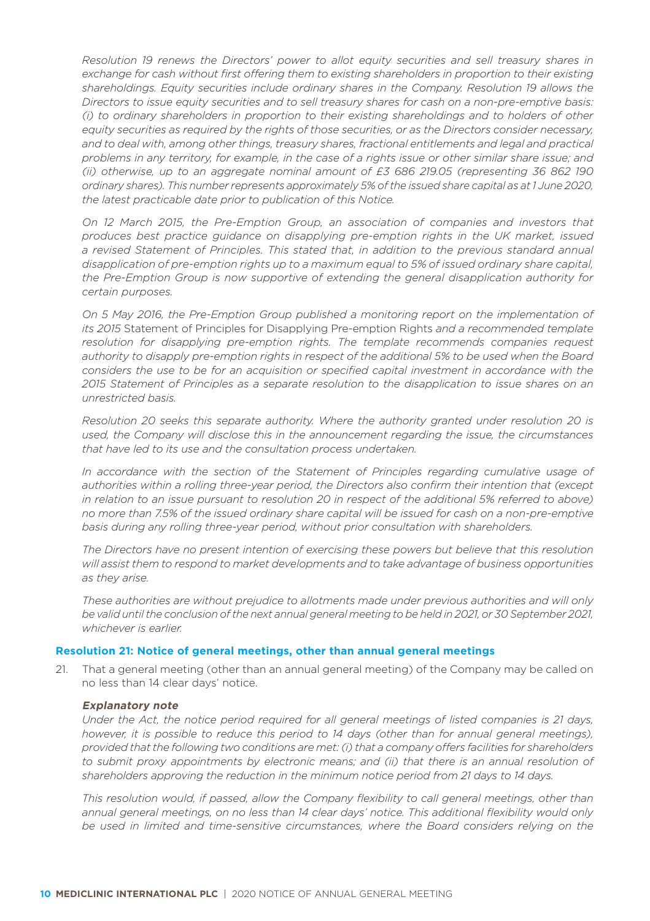*Resolution 19 renews the Directors' power to allot equity securities and sell treasury shares in exchange for cash without first offering them to existing shareholders in proportion to their existing shareholdings. Equity securities include ordinary shares in the Company. Resolution 19 allows the Directors to issue equity securities and to sell treasury shares for cash on a non-pre-emptive basis: (i) to ordinary shareholders in proportion to their existing shareholdings and to holders of other equity securities as required by the rights of those securities, or as the Directors consider necessary, and to deal with, among other things, treasury shares, fractional entitlements and legal and practical problems in any territory, for example, in the case of a rights issue or other similar share issue; and (ii) otherwise, up to an aggregate nominal amount of £3 686 219.05 (representing 36 862 190 ordinary shares). This number represents approximately 5% of the issued share capital as at 1 June 2020, the latest practicable date prior to publication of this Notice.*

*On 12 March 2015, the Pre-Emption Group, an association of companies and investors that produces best practice guidance on disapplying pre-emption rights in the UK market, issued a revised Statement of Principles. This stated that, in addition to the previous standard annual disapplication of pre-emption rights up to a maximum equal to 5% of issued ordinary share capital, the Pre-Emption Group is now supportive of extending the general disapplication authority for certain purposes.*

*On 5 May 2016, the Pre-Emption Group published a monitoring report on the implementation of its 2015* Statement of Principles for Disapplying Pre-emption Rights *and a recommended template resolution for disapplying pre-emption rights. The template recommends companies request authority to disapply pre-emption rights in respect of the additional 5% to be used when the Board considers the use to be for an acquisition or specified capital investment in accordance with the 2015 Statement of Principles as a separate resolution to the disapplication to issue shares on an unrestricted basis.*

*Resolution 20 seeks this separate authority. Where the authority granted under resolution 20 is used, the Company will disclose this in the announcement regarding the issue, the circumstances that have led to its use and the consultation process undertaken.*

*In accordance with the section of the Statement of Principles regarding cumulative usage of authorities within a rolling three-year period, the Directors also confirm their intention that (except in relation to an issue pursuant to resolution 20 in respect of the additional 5% referred to above) no more than 7.5% of the issued ordinary share capital will be issued for cash on a non-pre-emptive basis during any rolling three-year period, without prior consultation with shareholders.*

*The Directors have no present intention of exercising these powers but believe that this resolution will assist them to respond to market developments and to take advantage of business opportunities as they arise.*

*These authorities are without prejudice to allotments made under previous authorities and will only be valid until the conclusion of the next annual general meeting to be held in 2021, or 30 September 2021, whichever is earlier.*

### Resolution 21: Notice of general meetings, other than annual general meetings

21. That a general meeting (other than an annual general meeting) of the Company may be called on no less than 14 clear days' notice.

***Explanatory note***

*Under the Act, the notice period required for all general meetings of listed companies is 21 days, however, it is possible to reduce this period to 14 days (other than for annual general meetings), provided that the following two conditions are met: (i) that a company offers facilities for shareholders to submit proxy appointments by electronic means; and (ii) that there is an annual resolution of shareholders approving the reduction in the minimum notice period from 21 days to 14 days.*

*This resolution would, if passed, allow the Company flexibility to call general meetings, other than annual general meetings, on no less than 14 clear days' notice. This additional flexibility would only be used in limited and time-sensitive circumstances, where the Board considers relying on the*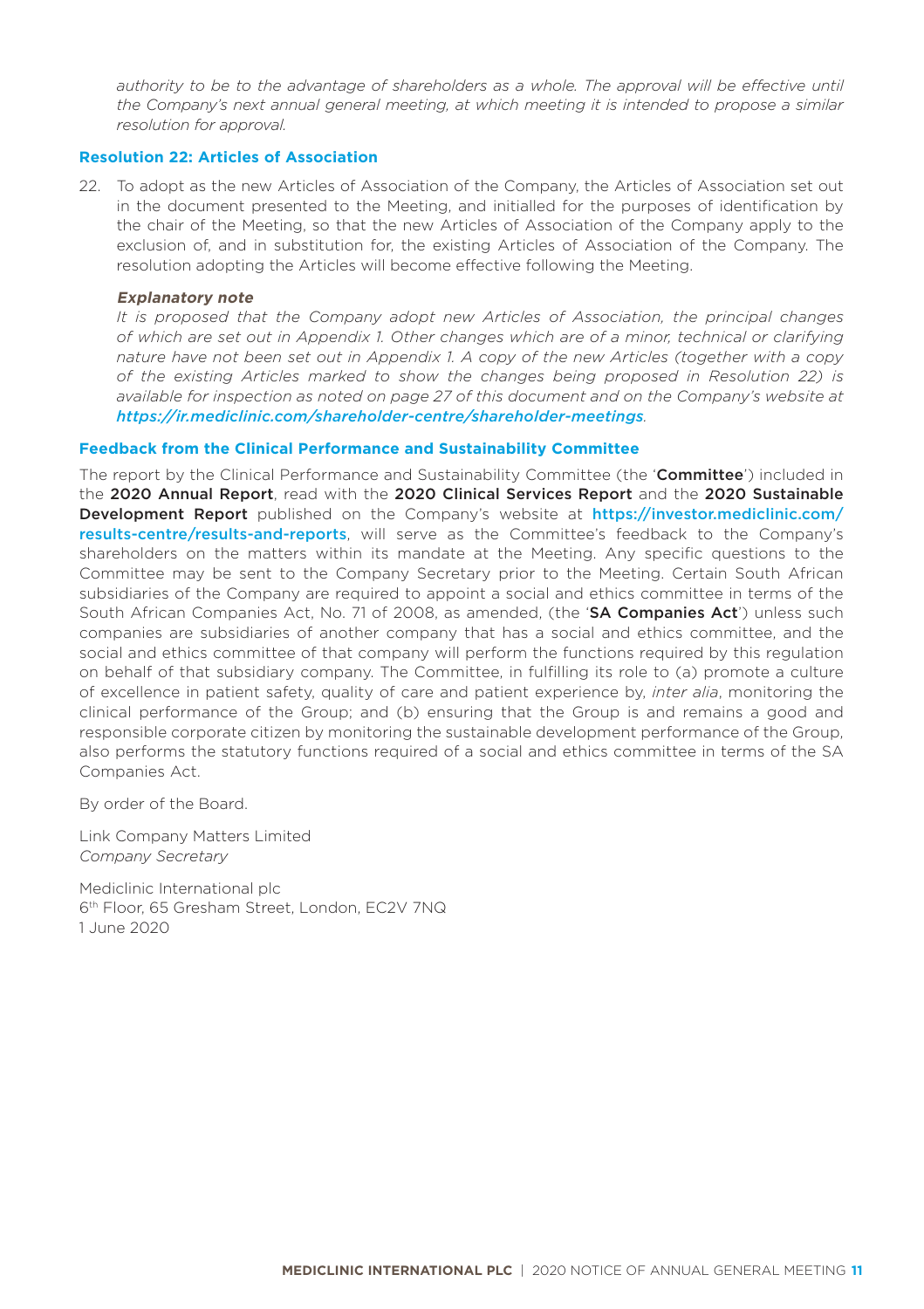*authority to be to the advantage of shareholders as a whole. The approval will be effective until the Company's next annual general meeting, at which meeting it is intended to propose a similar resolution for approval.*

### Resolution 22: Articles of Association

22. To adopt as the new Articles of Association of the Company, the Articles of Association set out in the document presented to the Meeting, and initialled for the purposes of identification by the chair of the Meeting, so that the new Articles of Association of the Company apply to the exclusion of, and in substitution for, the existing Articles of Association of the Company. The resolution adopting the Articles will become effective following the Meeting.

***Explanatory note***

*It is proposed that the Company adopt new Articles of Association, the principal changes of which are set out in Appendix 1. Other changes which are of a minor, technical or clarifying nature have not been set out in Appendix 1. A copy of the new Articles (together with a copy of the existing Articles marked to show the changes being proposed in Resolution 22) is available for inspection as noted on page 27 of this document and on the Company's website at* ***https://ir.mediclinic.com/shareholder-centre/shareholder-meetings****.*

### Feedback from the Clinical Performance and Sustainability Committee

The report by the Clinical Performance and Sustainability Committee (the '**Committee**') included in the **2020 Annual Report**, read with the **2020 Clinical Services Report** and the **2020 Sustainable Development Report** published on the Company's website at **https://investor.mediclinic.com/results-centre/results-and-reports**, will serve as the Committee's feedback to the Company's shareholders on the matters within its mandate at the Meeting. Any specific questions to the Committee may be sent to the Company Secretary prior to the Meeting. Certain South African subsidiaries of the Company are required to appoint a social and ethics committee in terms of the South African Companies Act, No. 71 of 2008, as amended, (the '**SA Companies Act**') unless such companies are subsidiaries of another company that has a social and ethics committee, and the social and ethics committee of that company will perform the functions required by this regulation on behalf of that subsidiary company. The Committee, in fulfilling its role to (a) promote a culture of excellence in patient safety, quality of care and patient experience by, *inter alia*, monitoring the clinical performance of the Group; and (b) ensuring that the Group is and remains a good and responsible corporate citizen by monitoring the sustainable development performance of the Group, also performs the statutory functions required of a social and ethics committee in terms of the SA Companies Act.

By order of the Board.

Link Company Matters Limited
*Company Secretary*

Mediclinic International plc
6th Floor, 65 Gresham Street, London, EC2V 7NQ
1 June 2020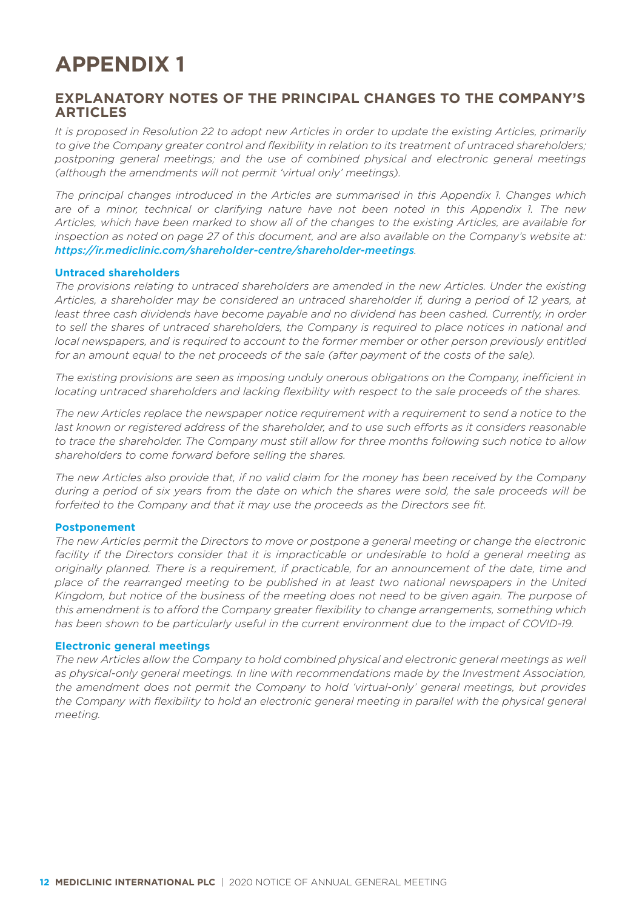# APPENDIX 1

## EXPLANATORY NOTES OF THE PRINCIPAL CHANGES TO THE COMPANY'S ARTICLES

*It is proposed in Resolution 22 to adopt new Articles in order to update the existing Articles, primarily to give the Company greater control and flexibility in relation to its treatment of untraced shareholders; postponing general meetings; and the use of combined physical and electronic general meetings (although the amendments will not permit 'virtual only' meetings).*

*The principal changes introduced in the Articles are summarised in this Appendix 1. Changes which are of a minor, technical or clarifying nature have not been noted in this Appendix 1. The new Articles, which have been marked to show all of the changes to the existing Articles, are available for inspection as noted on page 27 of this document, and are also available on the Company's website at:* ***https://ir.mediclinic.com/shareholder-centre/shareholder-meetings****.*

### Untraced shareholders

*The provisions relating to untraced shareholders are amended in the new Articles. Under the existing Articles, a shareholder may be considered an untraced shareholder if, during a period of 12 years, at least three cash dividends have become payable and no dividend has been cashed. Currently, in order to sell the shares of untraced shareholders, the Company is required to place notices in national and local newspapers, and is required to account to the former member or other person previously entitled for an amount equal to the net proceeds of the sale (after payment of the costs of the sale).*

*The existing provisions are seen as imposing unduly onerous obligations on the Company, inefficient in locating untraced shareholders and lacking flexibility with respect to the sale proceeds of the shares.*

*The new Articles replace the newspaper notice requirement with a requirement to send a notice to the last known or registered address of the shareholder, and to use such efforts as it considers reasonable to trace the shareholder. The Company must still allow for three months following such notice to allow shareholders to come forward before selling the shares.*

*The new Articles also provide that, if no valid claim for the money has been received by the Company during a period of six years from the date on which the shares were sold, the sale proceeds will be forfeited to the Company and that it may use the proceeds as the Directors see fit.*

### Postponement

*The new Articles permit the Directors to move or postpone a general meeting or change the electronic facility if the Directors consider that it is impracticable or undesirable to hold a general meeting as originally planned. There is a requirement, if practicable, for an announcement of the date, time and place of the rearranged meeting to be published in at least two national newspapers in the United Kingdom, but notice of the business of the meeting does not need to be given again. The purpose of this amendment is to afford the Company greater flexibility to change arrangements, something which has been shown to be particularly useful in the current environment due to the impact of COVID-19.*

### Electronic general meetings

*The new Articles allow the Company to hold combined physical and electronic general meetings as well as physical-only general meetings. In line with recommendations made by the Investment Association, the amendment does not permit the Company to hold 'virtual-only' general meetings, but provides the Company with flexibility to hold an electronic general meeting in parallel with the physical general meeting.*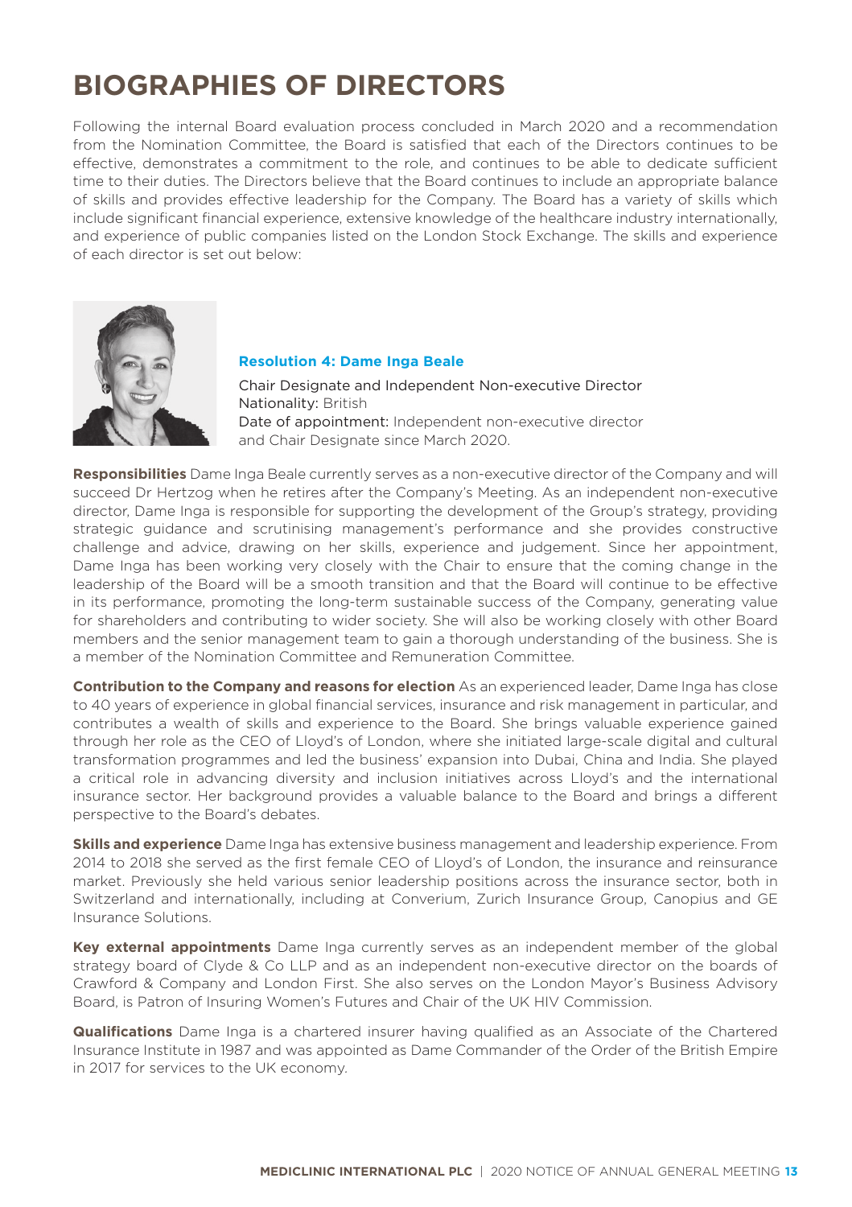# BIOGRAPHIES OF DIRECTORS

Following the internal Board evaluation process concluded in March 2020 and a recommendation from the Nomination Committee, the Board is satisfied that each of the Directors continues to be effective, demonstrates a commitment to the role, and continues to be able to dedicate sufficient time to their duties. The Directors believe that the Board continues to include an appropriate balance of skills and provides effective leadership for the Company. The Board has a variety of skills which include significant financial experience, extensive knowledge of the healthcare industry internationally, and experience of public companies listed on the London Stock Exchange. The skills and experience of each director is set out below:

### Resolution 4: Dame Inga Beale

Chair Designate and Independent Non-executive Director
Nationality: British
Date of appointment: Independent non-executive director and Chair Designate since March 2020.

**Responsibilities** Dame Inga Beale currently serves as a non-executive director of the Company and will succeed Dr Hertzog when he retires after the Company's Meeting. As an independent non-executive director, Dame Inga is responsible for supporting the development of the Group's strategy, providing strategic guidance and scrutinising management's performance and she provides constructive challenge and advice, drawing on her skills, experience and judgement. Since her appointment, Dame Inga has been working very closely with the Chair to ensure that the coming change in the leadership of the Board will be a smooth transition and that the Board will continue to be effective in its performance, promoting the long-term sustainable success of the Company, generating value for shareholders and contributing to wider society. She will also be working closely with other Board members and the senior management team to gain a thorough understanding of the business. She is a member of the Nomination Committee and Remuneration Committee.

**Contribution to the Company and reasons for election** As an experienced leader, Dame Inga has close to 40 years of experience in global financial services, insurance and risk management in particular, and contributes a wealth of skills and experience to the Board. She brings valuable experience gained through her role as the CEO of Lloyd's of London, where she initiated large-scale digital and cultural transformation programmes and led the business' expansion into Dubai, China and India. She played a critical role in advancing diversity and inclusion initiatives across Lloyd's and the international insurance sector. Her background provides a valuable balance to the Board and brings a different perspective to the Board's debates.

**Skills and experience** Dame Inga has extensive business management and leadership experience. From 2014 to 2018 she served as the first female CEO of Lloyd's of London, the insurance and reinsurance market. Previously she held various senior leadership positions across the insurance sector, both in Switzerland and internationally, including at Converium, Zurich Insurance Group, Canopius and GE Insurance Solutions.

**Key external appointments** Dame Inga currently serves as an independent member of the global strategy board of Clyde & Co LLP and as an independent non-executive director on the boards of Crawford & Company and London First. She also serves on the London Mayor's Business Advisory Board, is Patron of Insuring Women's Futures and Chair of the UK HIV Commission.

**Qualifications** Dame Inga is a chartered insurer having qualified as an Associate of the Chartered Insurance Institute in 1987 and was appointed as Dame Commander of the Order of the British Empire in 2017 for services to the UK economy.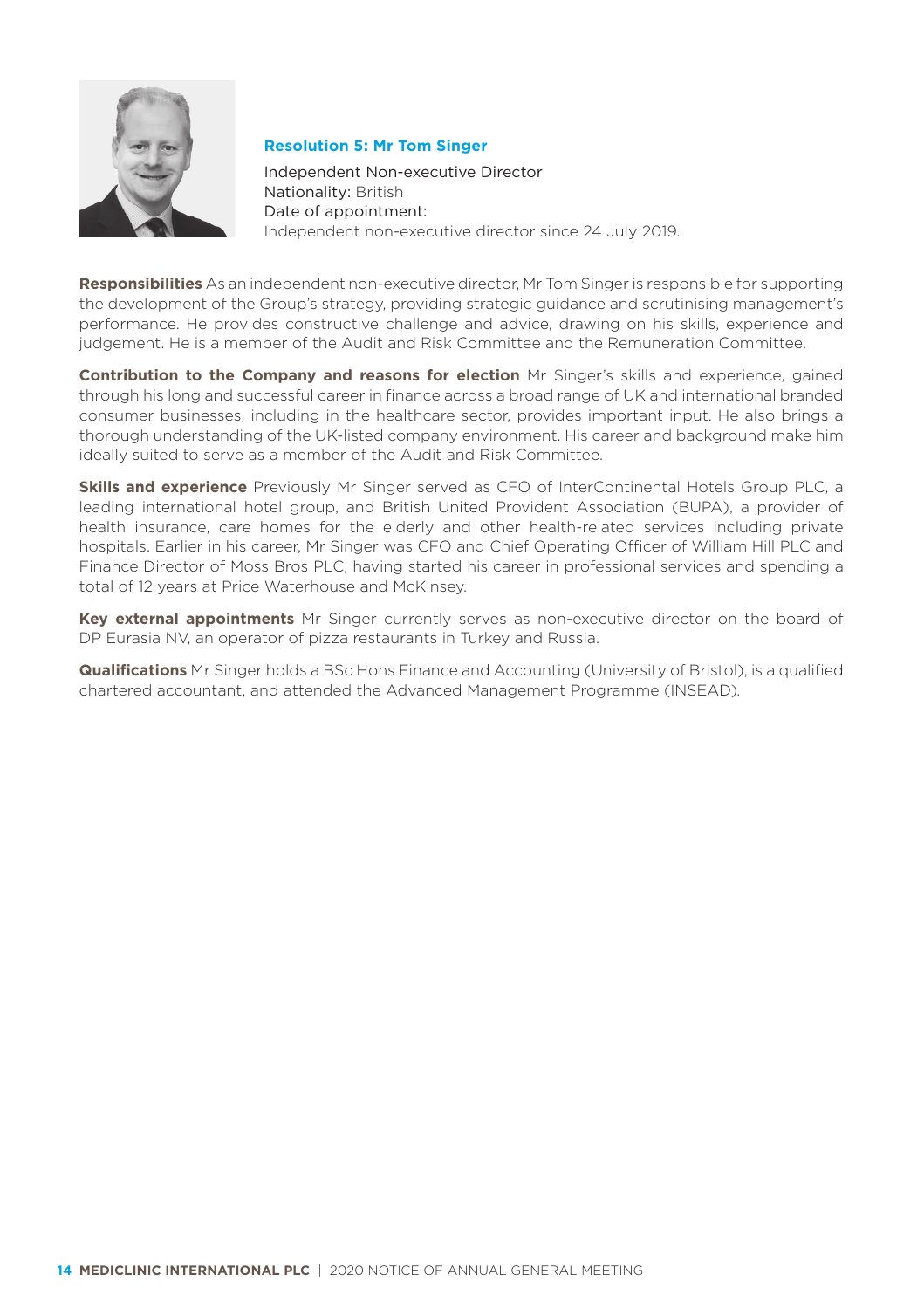### Resolution 5: Mr Tom Singer

Independent Non-executive Director
Nationality: British
Date of appointment:
Independent non-executive director since 24 July 2019.

**Responsibilities** As an independent non-executive director, Mr Tom Singer is responsible for supporting the development of the Group's strategy, providing strategic guidance and scrutinising management's performance. He provides constructive challenge and advice, drawing on his skills, experience and judgement. He is a member of the Audit and Risk Committee and the Remuneration Committee.

**Contribution to the Company and reasons for election** Mr Singer's skills and experience, gained through his long and successful career in finance across a broad range of UK and international branded consumer businesses, including in the healthcare sector, provides important input. He also brings a thorough understanding of the UK-listed company environment. His career and background make him ideally suited to serve as a member of the Audit and Risk Committee.

**Skills and experience** Previously Mr Singer served as CFO of InterContinental Hotels Group PLC, a leading international hotel group, and British United Provident Association (BUPA), a provider of health insurance, care homes for the elderly and other health-related services including private hospitals. Earlier in his career, Mr Singer was CFO and Chief Operating Officer of William Hill PLC and Finance Director of Moss Bros PLC, having started his career in professional services and spending a total of 12 years at Price Waterhouse and McKinsey.

**Key external appointments** Mr Singer currently serves as non-executive director on the board of DP Eurasia NV, an operator of pizza restaurants in Turkey and Russia.

**Qualifications** Mr Singer holds a BSc Hons Finance and Accounting (University of Bristol), is a qualified chartered accountant, and attended the Advanced Management Programme (INSEAD).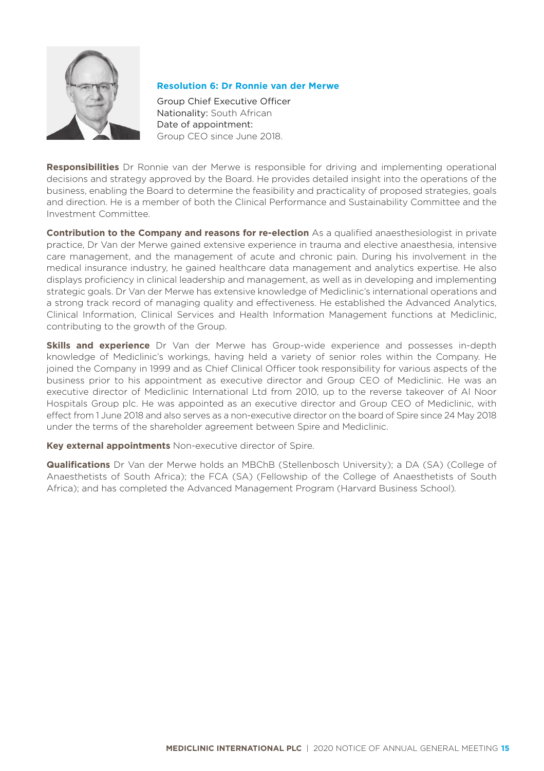### Resolution 6: Dr Ronnie van der Merwe

Group Chief Executive Officer
Nationality: South African
Date of appointment:
Group CEO since June 2018.

**Responsibilities** Dr Ronnie van der Merwe is responsible for driving and implementing operational decisions and strategy approved by the Board. He provides detailed insight into the operations of the business, enabling the Board to determine the feasibility and practicality of proposed strategies, goals and direction. He is a member of both the Clinical Performance and Sustainability Committee and the Investment Committee.

**Contribution to the Company and reasons for re-election** As a qualified anaesthesiologist in private practice, Dr Van der Merwe gained extensive experience in trauma and elective anaesthesia, intensive care management, and the management of acute and chronic pain. During his involvement in the medical insurance industry, he gained healthcare data management and analytics expertise. He also displays proficiency in clinical leadership and management, as well as in developing and implementing strategic goals. Dr Van der Merwe has extensive knowledge of Mediclinic's international operations and a strong track record of managing quality and effectiveness. He established the Advanced Analytics, Clinical Information, Clinical Services and Health Information Management functions at Mediclinic, contributing to the growth of the Group.

**Skills and experience** Dr Van der Merwe has Group-wide experience and possesses in-depth knowledge of Mediclinic's workings, having held a variety of senior roles within the Company. He joined the Company in 1999 and as Chief Clinical Officer took responsibility for various aspects of the business prior to his appointment as executive director and Group CEO of Mediclinic. He was an executive director of Mediclinic International Ltd from 2010, up to the reverse takeover of Al Noor Hospitals Group plc. He was appointed as an executive director and Group CEO of Mediclinic, with effect from 1 June 2018 and also serves as a non-executive director on the board of Spire since 24 May 2018 under the terms of the shareholder agreement between Spire and Mediclinic.

**Key external appointments** Non-executive director of Spire.

**Qualifications** Dr Van der Merwe holds an MBChB (Stellenbosch University); a DA (SA) (College of Anaesthetists of South Africa); the FCA (SA) (Fellowship of the College of Anaesthetists of South Africa); and has completed the Advanced Management Program (Harvard Business School).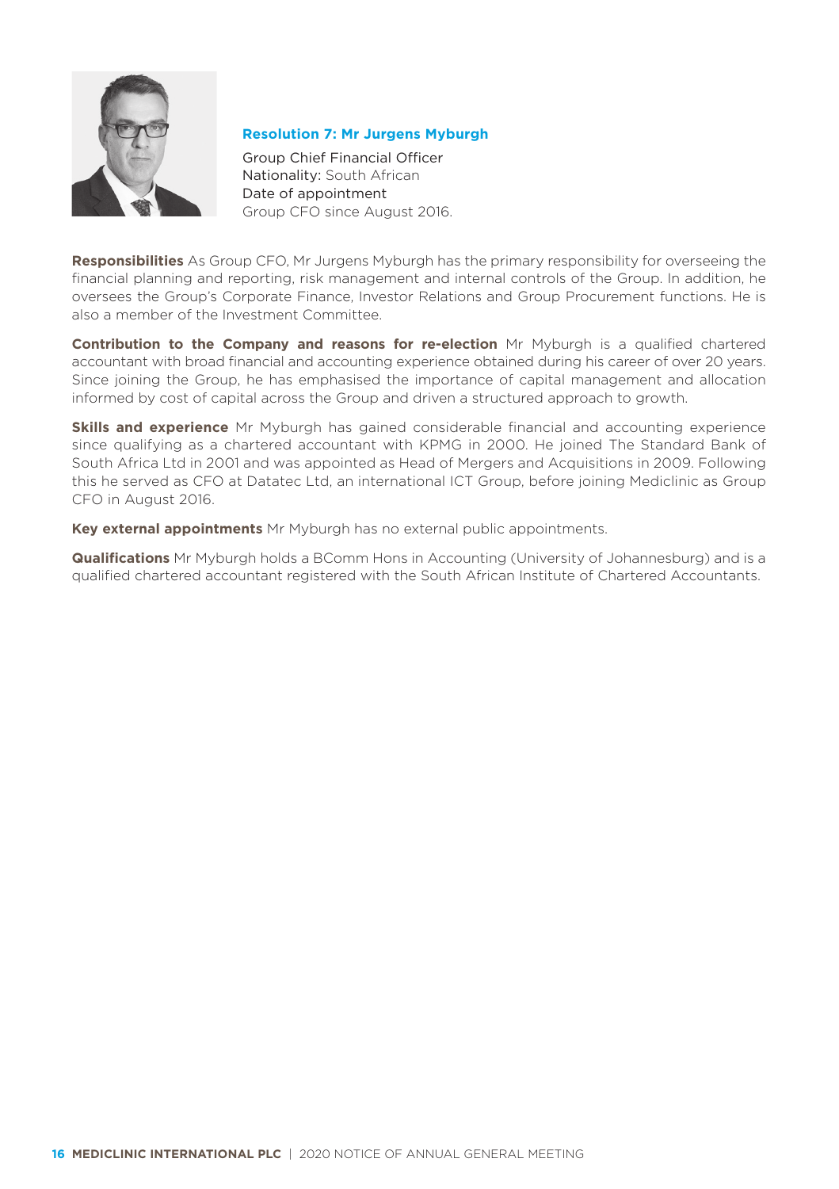### Resolution 7: Mr Jurgens Myburgh

Group Chief Financial Officer
Nationality: South African
Date of appointment
Group CFO since August 2016.

**Responsibilities** As Group CFO, Mr Jurgens Myburgh has the primary responsibility for overseeing the financial planning and reporting, risk management and internal controls of the Group. In addition, he oversees the Group's Corporate Finance, Investor Relations and Group Procurement functions. He is also a member of the Investment Committee.

**Contribution to the Company and reasons for re-election** Mr Myburgh is a qualified chartered accountant with broad financial and accounting experience obtained during his career of over 20 years. Since joining the Group, he has emphasised the importance of capital management and allocation informed by cost of capital across the Group and driven a structured approach to growth.

**Skills and experience** Mr Myburgh has gained considerable financial and accounting experience since qualifying as a chartered accountant with KPMG in 2000. He joined The Standard Bank of South Africa Ltd in 2001 and was appointed as Head of Mergers and Acquisitions in 2009. Following this he served as CFO at Datatec Ltd, an international ICT Group, before joining Mediclinic as Group CFO in August 2016.

**Key external appointments** Mr Myburgh has no external public appointments.

**Qualifications** Mr Myburgh holds a BComm Hons in Accounting (University of Johannesburg) and is a qualified chartered accountant registered with the South African Institute of Chartered Accountants.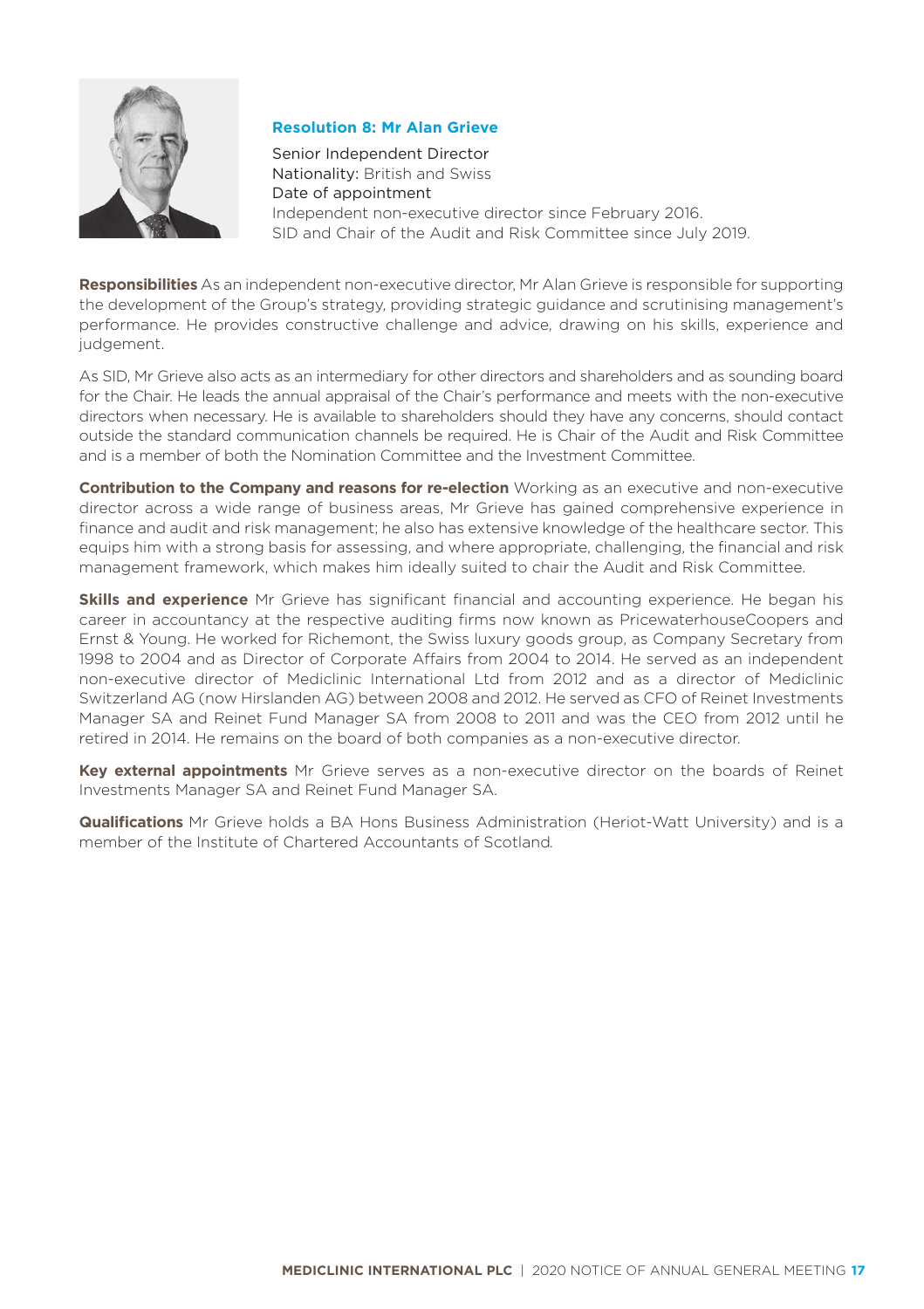### Resolution 8: Mr Alan Grieve

Senior Independent Director
Nationality: British and Swiss
Date of appointment
Independent non-executive director since February 2016.
SID and Chair of the Audit and Risk Committee since July 2019.

**Responsibilities** As an independent non-executive director, Mr Alan Grieve is responsible for supporting the development of the Group's strategy, providing strategic guidance and scrutinising management's performance. He provides constructive challenge and advice, drawing on his skills, experience and judgement.

As SID, Mr Grieve also acts as an intermediary for other directors and shareholders and as sounding board for the Chair. He leads the annual appraisal of the Chair's performance and meets with the non-executive directors when necessary. He is available to shareholders should they have any concerns, should contact outside the standard communication channels be required. He is Chair of the Audit and Risk Committee and is a member of both the Nomination Committee and the Investment Committee.

**Contribution to the Company and reasons for re-election** Working as an executive and non-executive director across a wide range of business areas, Mr Grieve has gained comprehensive experience in finance and audit and risk management; he also has extensive knowledge of the healthcare sector. This equips him with a strong basis for assessing, and where appropriate, challenging, the financial and risk management framework, which makes him ideally suited to chair the Audit and Risk Committee.

**Skills and experience** Mr Grieve has significant financial and accounting experience. He began his career in accountancy at the respective auditing firms now known as PricewaterhouseCoopers and Ernst & Young. He worked for Richemont, the Swiss luxury goods group, as Company Secretary from 1998 to 2004 and as Director of Corporate Affairs from 2004 to 2014. He served as an independent non-executive director of Mediclinic International Ltd from 2012 and as a director of Mediclinic Switzerland AG (now Hirslanden AG) between 2008 and 2012. He served as CFO of Reinet Investments Manager SA and Reinet Fund Manager SA from 2008 to 2011 and was the CEO from 2012 until he retired in 2014. He remains on the board of both companies as a non-executive director.

**Key external appointments** Mr Grieve serves as a non-executive director on the boards of Reinet Investments Manager SA and Reinet Fund Manager SA.

**Qualifications** Mr Grieve holds a BA Hons Business Administration (Heriot-Watt University) and is a member of the Institute of Chartered Accountants of Scotland.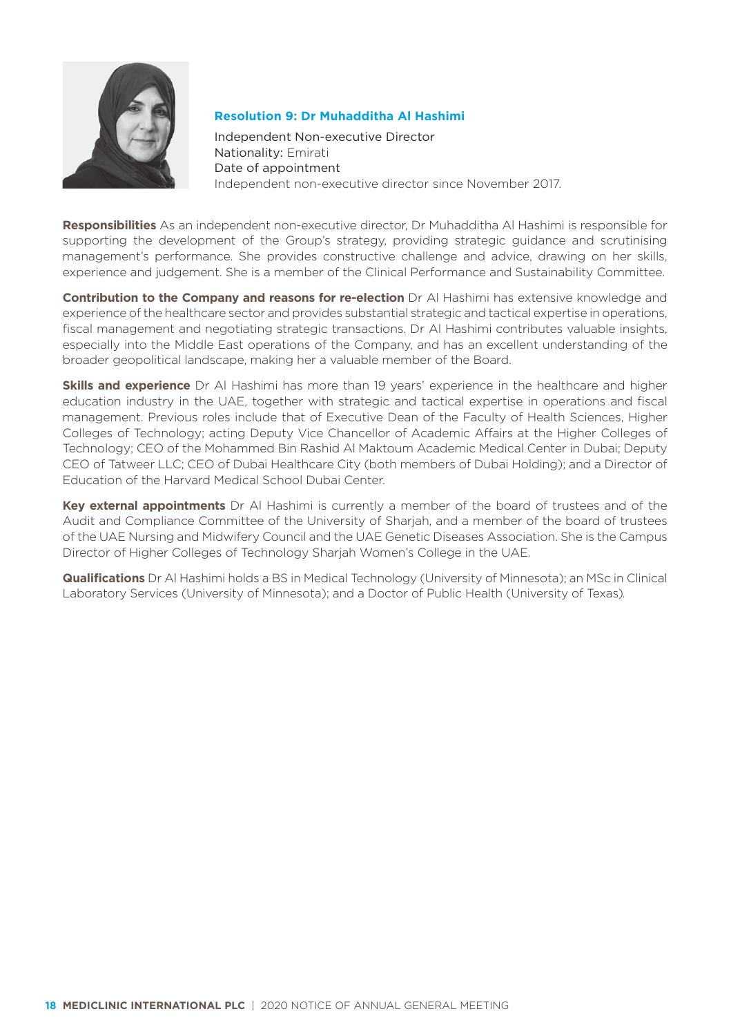### Resolution 9: Dr Muhadditha Al Hashimi

Independent Non-executive Director
Nationality: Emirati
Date of appointment
Independent non-executive director since November 2017.

**Responsibilities** As an independent non-executive director, Dr Muhadditha Al Hashimi is responsible for supporting the development of the Group's strategy, providing strategic guidance and scrutinising management's performance. She provides constructive challenge and advice, drawing on her skills, experience and judgement. She is a member of the Clinical Performance and Sustainability Committee.

**Contribution to the Company and reasons for re-election** Dr Al Hashimi has extensive knowledge and experience of the healthcare sector and provides substantial strategic and tactical expertise in operations, fiscal management and negotiating strategic transactions. Dr Al Hashimi contributes valuable insights, especially into the Middle East operations of the Company, and has an excellent understanding of the broader geopolitical landscape, making her a valuable member of the Board.

**Skills and experience** Dr Al Hashimi has more than 19 years' experience in the healthcare and higher education industry in the UAE, together with strategic and tactical expertise in operations and fiscal management. Previous roles include that of Executive Dean of the Faculty of Health Sciences, Higher Colleges of Technology; acting Deputy Vice Chancellor of Academic Affairs at the Higher Colleges of Technology; CEO of the Mohammed Bin Rashid Al Maktoum Academic Medical Center in Dubai; Deputy CEO of Tatweer LLC; CEO of Dubai Healthcare City (both members of Dubai Holding); and a Director of Education of the Harvard Medical School Dubai Center.

**Key external appointments** Dr Al Hashimi is currently a member of the board of trustees and of the Audit and Compliance Committee of the University of Sharjah, and a member of the board of trustees of the UAE Nursing and Midwifery Council and the UAE Genetic Diseases Association. She is the Campus Director of Higher Colleges of Technology Sharjah Women's College in the UAE.

**Qualifications** Dr Al Hashimi holds a BS in Medical Technology (University of Minnesota); an MSc in Clinical Laboratory Services (University of Minnesota); and a Doctor of Public Health (University of Texas).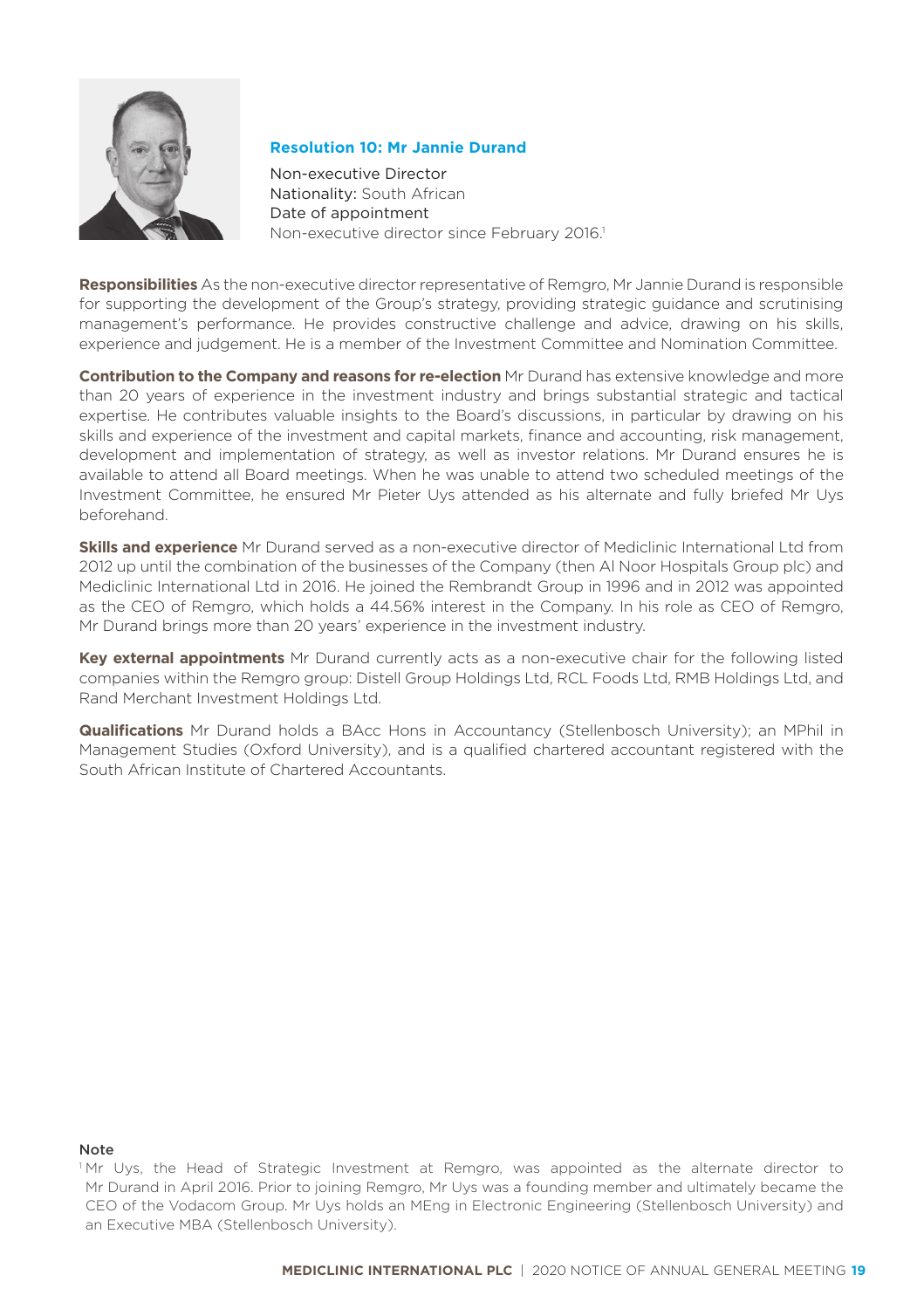### Resolution 10: Mr Jannie Durand

Non-executive Director
Nationality: South African
Date of appointment
Non-executive director since February 2016.[1]

**Responsibilities** As the non-executive director representative of Remgro, Mr Jannie Durand is responsible for supporting the development of the Group's strategy, providing strategic guidance and scrutinising management's performance. He provides constructive challenge and advice, drawing on his skills, experience and judgement. He is a member of the Investment Committee and Nomination Committee.

**Contribution to the Company and reasons for re-election** Mr Durand has extensive knowledge and more than 20 years of experience in the investment industry and brings substantial strategic and tactical expertise. He contributes valuable insights to the Board's discussions, in particular by drawing on his skills and experience of the investment and capital markets, finance and accounting, risk management, development and implementation of strategy, as well as investor relations. Mr Durand ensures he is available to attend all Board meetings. When he was unable to attend two scheduled meetings of the Investment Committee, he ensured Mr Pieter Uys attended as his alternate and fully briefed Mr Uys beforehand.

**Skills and experience** Mr Durand served as a non-executive director of Mediclinic International Ltd from 2012 up until the combination of the businesses of the Company (then Al Noor Hospitals Group plc) and Mediclinic International Ltd in 2016. He joined the Rembrandt Group in 1996 and in 2012 was appointed as the CEO of Remgro, which holds a 44.56% interest in the Company. In his role as CEO of Remgro, Mr Durand brings more than 20 years' experience in the investment industry.

**Key external appointments** Mr Durand currently acts as a non-executive chair for the following listed companies within the Remgro group: Distell Group Holdings Ltd, RCL Foods Ltd, RMB Holdings Ltd, and Rand Merchant Investment Holdings Ltd.

**Qualifications** Mr Durand holds a BAcc Hons in Accountancy (Stellenbosch University); an MPhil in Management Studies (Oxford University), and is a qualified chartered accountant registered with the South African Institute of Chartered Accountants.

Note

[1] Mr Uys, the Head of Strategic Investment at Remgro, was appointed as the alternate director to Mr Durand in April 2016. Prior to joining Remgro, Mr Uys was a founding member and ultimately became the CEO of the Vodacom Group. Mr Uys holds an MEng in Electronic Engineering (Stellenbosch University) and an Executive MBA (Stellenbosch University).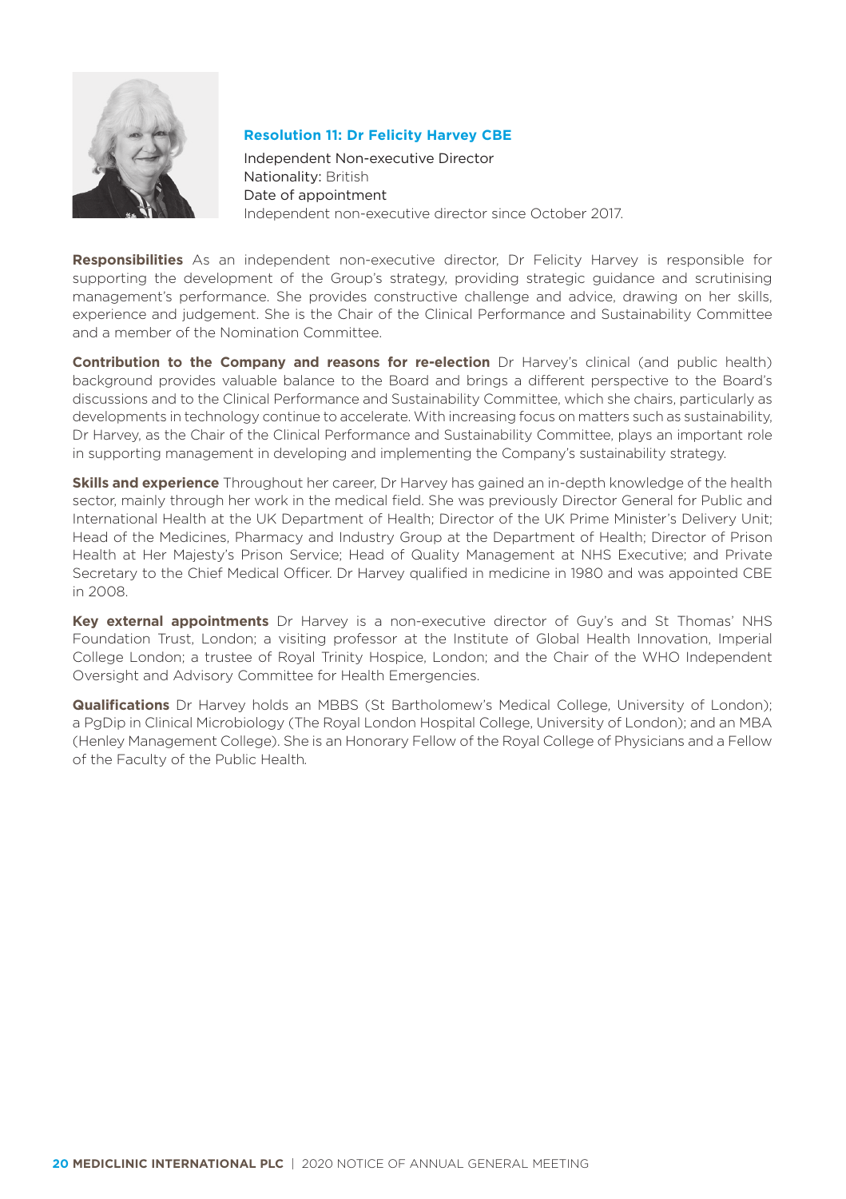### Resolution 11: Dr Felicity Harvey CBE

Independent Non-executive Director
Nationality: British
Date of appointment
Independent non-executive director since October 2017.

**Responsibilities** As an independent non-executive director, Dr Felicity Harvey is responsible for supporting the development of the Group's strategy, providing strategic guidance and scrutinising management's performance. She provides constructive challenge and advice, drawing on her skills, experience and judgement. She is the Chair of the Clinical Performance and Sustainability Committee and a member of the Nomination Committee.

**Contribution to the Company and reasons for re-election** Dr Harvey's clinical (and public health) background provides valuable balance to the Board and brings a different perspective to the Board's discussions and to the Clinical Performance and Sustainability Committee, which she chairs, particularly as developments in technology continue to accelerate. With increasing focus on matters such as sustainability, Dr Harvey, as the Chair of the Clinical Performance and Sustainability Committee, plays an important role in supporting management in developing and implementing the Company's sustainability strategy.

**Skills and experience** Throughout her career, Dr Harvey has gained an in-depth knowledge of the health sector, mainly through her work in the medical field. She was previously Director General for Public and International Health at the UK Department of Health; Director of the UK Prime Minister's Delivery Unit; Head of the Medicines, Pharmacy and Industry Group at the Department of Health; Director of Prison Health at Her Majesty's Prison Service; Head of Quality Management at NHS Executive; and Private Secretary to the Chief Medical Officer. Dr Harvey qualified in medicine in 1980 and was appointed CBE in 2008.

**Key external appointments** Dr Harvey is a non-executive director of Guy's and St Thomas' NHS Foundation Trust, London; a visiting professor at the Institute of Global Health Innovation, Imperial College London; a trustee of Royal Trinity Hospice, London; and the Chair of the WHO Independent Oversight and Advisory Committee for Health Emergencies.

**Qualifications** Dr Harvey holds an MBBS (St Bartholomew's Medical College, University of London); a PgDip in Clinical Microbiology (The Royal London Hospital College, University of London); and an MBA (Henley Management College). She is an Honorary Fellow of the Royal College of Physicians and a Fellow of the Faculty of the Public Health.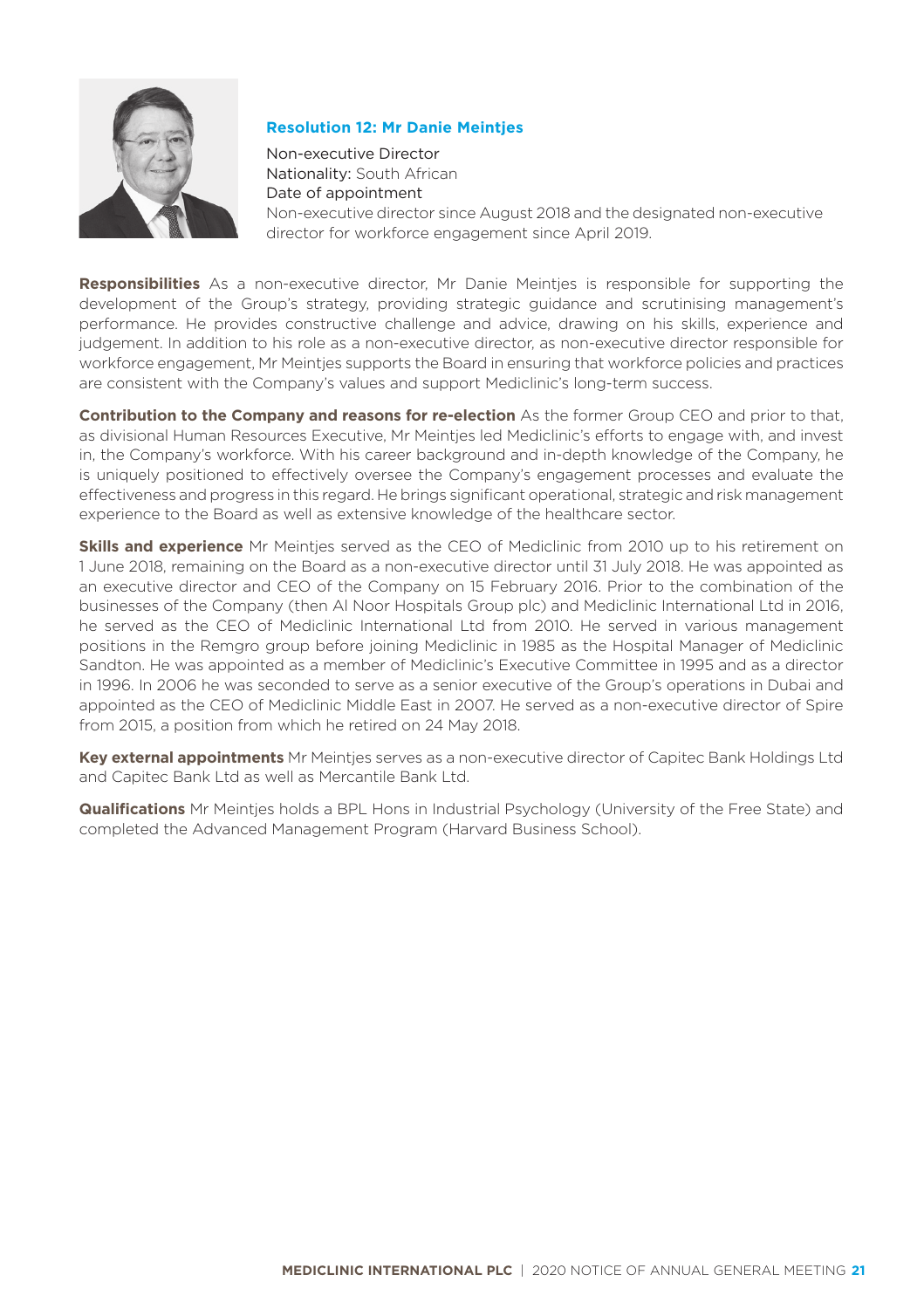### Resolution 12: Mr Danie Meintjes

Non-executive Director
Nationality: South African
Date of appointment
Non-executive director since August 2018 and the designated non-executive director for workforce engagement since April 2019.

**Responsibilities** As a non-executive director, Mr Danie Meintjes is responsible for supporting the development of the Group's strategy, providing strategic guidance and scrutinising management's performance. He provides constructive challenge and advice, drawing on his skills, experience and judgement. In addition to his role as a non-executive director, as non-executive director responsible for workforce engagement, Mr Meintjes supports the Board in ensuring that workforce policies and practices are consistent with the Company's values and support Mediclinic's long-term success.

**Contribution to the Company and reasons for re-election** As the former Group CEO and prior to that, as divisional Human Resources Executive, Mr Meintjes led Mediclinic's efforts to engage with, and invest in, the Company's workforce. With his career background and in-depth knowledge of the Company, he is uniquely positioned to effectively oversee the Company's engagement processes and evaluate the effectiveness and progress in this regard. He brings significant operational, strategic and risk management experience to the Board as well as extensive knowledge of the healthcare sector.

**Skills and experience** Mr Meintjes served as the CEO of Mediclinic from 2010 up to his retirement on 1 June 2018, remaining on the Board as a non-executive director until 31 July 2018. He was appointed as an executive director and CEO of the Company on 15 February 2016. Prior to the combination of the businesses of the Company (then Al Noor Hospitals Group plc) and Mediclinic International Ltd in 2016, he served as the CEO of Mediclinic International Ltd from 2010. He served in various management positions in the Remgro group before joining Mediclinic in 1985 as the Hospital Manager of Mediclinic Sandton. He was appointed as a member of Mediclinic's Executive Committee in 1995 and as a director in 1996. In 2006 he was seconded to serve as a senior executive of the Group's operations in Dubai and appointed as the CEO of Mediclinic Middle East in 2007. He served as a non-executive director of Spire from 2015, a position from which he retired on 24 May 2018.

**Key external appointments** Mr Meintjes serves as a non-executive director of Capitec Bank Holdings Ltd and Capitec Bank Ltd as well as Mercantile Bank Ltd.

**Qualifications** Mr Meintjes holds a BPL Hons in Industrial Psychology (University of the Free State) and completed the Advanced Management Program (Harvard Business School).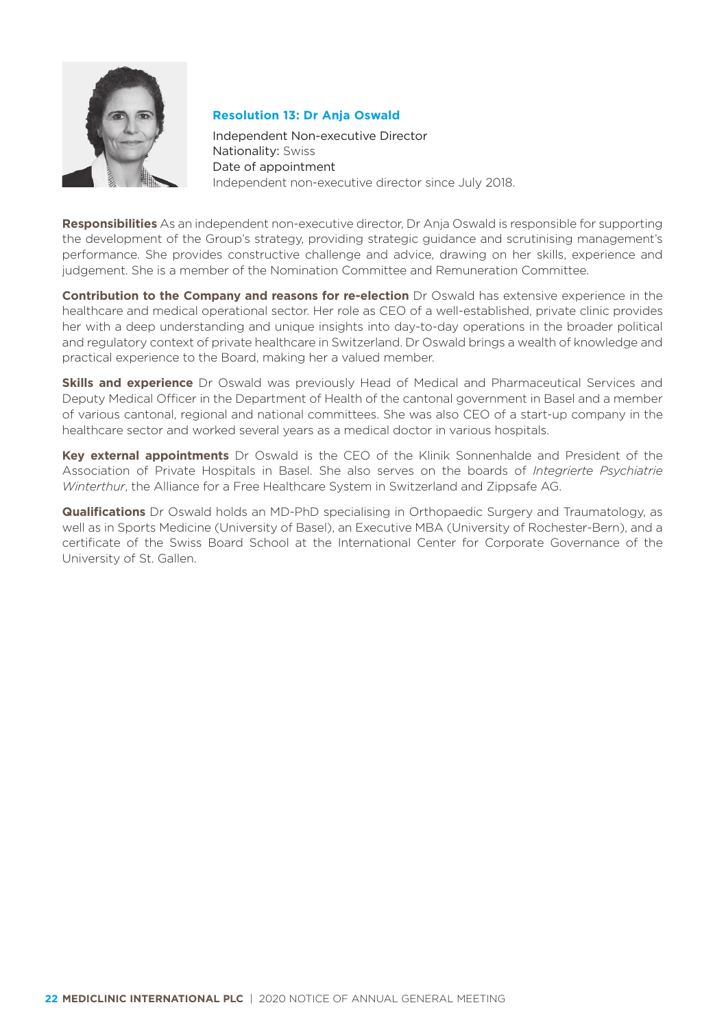## Resolution 13: Dr Anja Oswald

Independent Non-executive Director
Nationality: Swiss
Date of appointment
Independent non-executive director since July 2018.

**Responsibilities** As an independent non-executive director, Dr Anja Oswald is responsible for supporting the development of the Group's strategy, providing strategic guidance and scrutinising management's performance. She provides constructive challenge and advice, drawing on her skills, experience and judgement. She is a member of the Nomination Committee and Remuneration Committee.

**Contribution to the Company and reasons for re-election** Dr Oswald has extensive experience in the healthcare and medical operational sector. Her role as CEO of a well-established, private clinic provides her with a deep understanding and unique insights into day-to-day operations in the broader political and regulatory context of private healthcare in Switzerland. Dr Oswald brings a wealth of knowledge and practical experience to the Board, making her a valued member.

**Skills and experience** Dr Oswald was previously Head of Medical and Pharmaceutical Services and Deputy Medical Officer in the Department of Health of the cantonal government in Basel and a member of various cantonal, regional and national committees. She was also CEO of a start-up company in the healthcare sector and worked several years as a medical doctor in various hospitals.

**Key external appointments** Dr Oswald is the CEO of the Klinik Sonnenhalde and President of the Association of Private Hospitals in Basel. She also serves on the boards of *Integrierte Psychiatrie Winterthur*, the Alliance for a Free Healthcare System in Switzerland and Zippsafe AG.

**Qualifications** Dr Oswald holds an MD-PhD specialising in Orthopaedic Surgery and Traumatology, as well as in Sports Medicine (University of Basel), an Executive MBA (University of Rochester-Bern), and a certificate of the Swiss Board School at the International Center for Corporate Governance of the University of St. Gallen.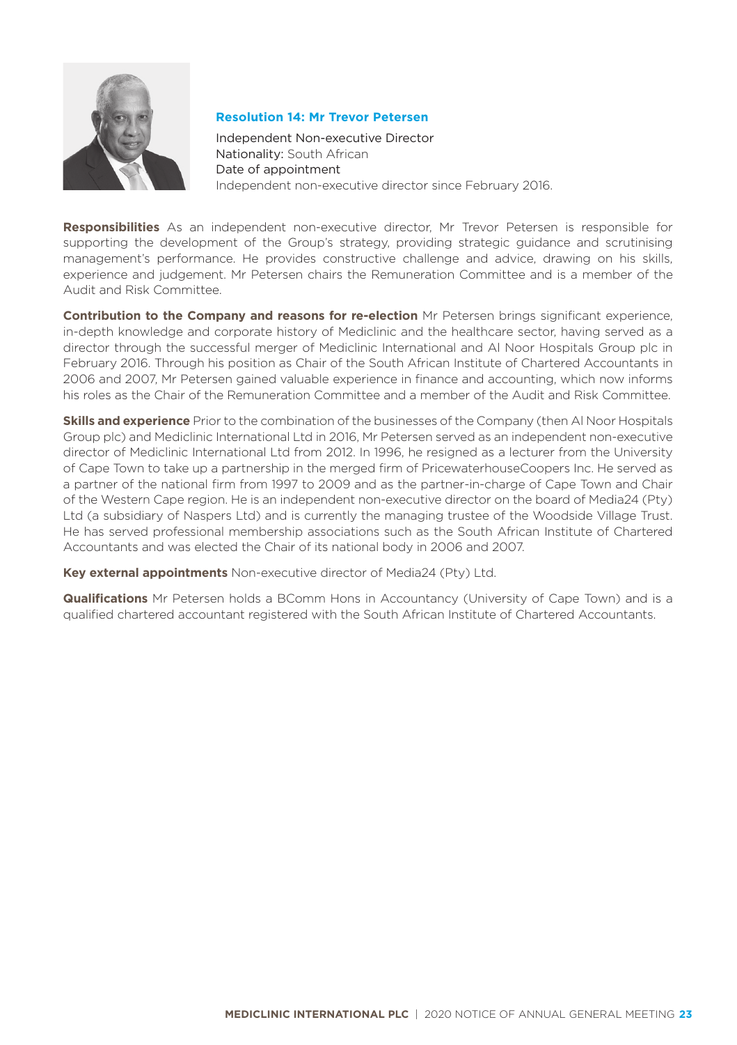### Resolution 14: Mr Trevor Petersen

Independent Non-executive Director
Nationality: South African
Date of appointment
Independent non-executive director since February 2016.

**Responsibilities** As an independent non-executive director, Mr Trevor Petersen is responsible for supporting the development of the Group's strategy, providing strategic guidance and scrutinising management's performance. He provides constructive challenge and advice, drawing on his skills, experience and judgement. Mr Petersen chairs the Remuneration Committee and is a member of the Audit and Risk Committee.

**Contribution to the Company and reasons for re-election** Mr Petersen brings significant experience, in-depth knowledge and corporate history of Mediclinic and the healthcare sector, having served as a director through the successful merger of Mediclinic International and Al Noor Hospitals Group plc in February 2016. Through his position as Chair of the South African Institute of Chartered Accountants in 2006 and 2007, Mr Petersen gained valuable experience in finance and accounting, which now informs his roles as the Chair of the Remuneration Committee and a member of the Audit and Risk Committee.

**Skills and experience** Prior to the combination of the businesses of the Company (then Al Noor Hospitals Group plc) and Mediclinic International Ltd in 2016, Mr Petersen served as an independent non-executive director of Mediclinic International Ltd from 2012. In 1996, he resigned as a lecturer from the University of Cape Town to take up a partnership in the merged firm of PricewaterhouseCoopers Inc. He served as a partner of the national firm from 1997 to 2009 and as the partner-in-charge of Cape Town and Chair of the Western Cape region. He is an independent non-executive director on the board of Media24 (Pty) Ltd (a subsidiary of Naspers Ltd) and is currently the managing trustee of the Woodside Village Trust. He has served professional membership associations such as the South African Institute of Chartered Accountants and was elected the Chair of its national body in 2006 and 2007.

**Key external appointments** Non-executive director of Media24 (Pty) Ltd.

**Qualifications** Mr Petersen holds a BComm Hons in Accountancy (University of Cape Town) and is a qualified chartered accountant registered with the South African Institute of Chartered Accountants.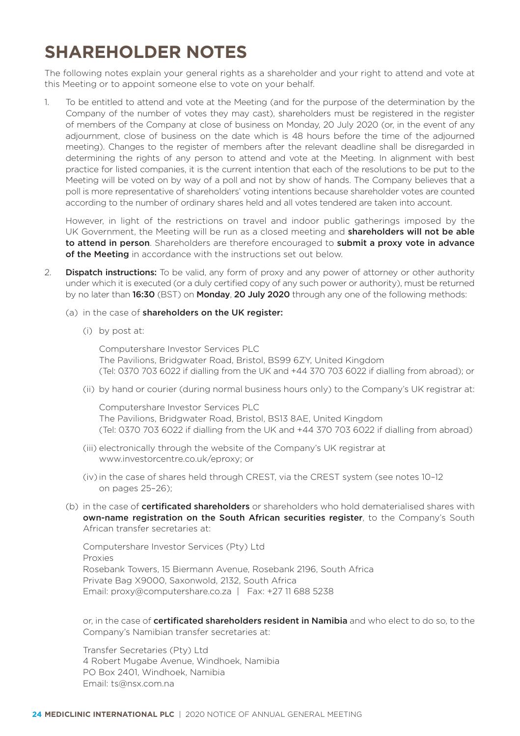# SHAREHOLDER NOTES

The following notes explain your general rights as a shareholder and your right to attend and vote at this Meeting or to appoint someone else to vote on your behalf.

1. To be entitled to attend and vote at the Meeting (and for the purpose of the determination by the Company of the number of votes they may cast), shareholders must be registered in the register of members of the Company at close of business on Monday, 20 July 2020 (or, in the event of any adjournment, close of business on the date which is 48 hours before the time of the adjourned meeting). Changes to the register of members after the relevant deadline shall be disregarded in determining the rights of any person to attend and vote at the Meeting. In alignment with best practice for listed companies, it is the current intention that each of the resolutions to be put to the Meeting will be voted on by way of a poll and not by show of hands. The Company believes that a poll is more representative of shareholders' voting intentions because shareholder votes are counted according to the number of ordinary shares held and all votes tendered are taken into account.

   However, in light of the restrictions on travel and indoor public gatherings imposed by the UK Government, the Meeting will be run as a closed meeting and **shareholders will not be able to attend in person**. Shareholders are therefore encouraged to **submit a proxy vote in advance of the Meeting** in accordance with the instructions set out below.

2. **Dispatch instructions:** To be valid, any form of proxy and any power of attorney or other authority under which it is executed (or a duly certified copy of any such power or authority), must be returned by no later than **16:30** (BST) on **Monday**, **20 July 2020** through any one of the following methods:

   (a) in the case of **shareholders on the UK register:**

   (i) by post at:

   Computershare Investor Services PLC
   The Pavilions, Bridgwater Road, Bristol, BS99 6ZY, United Kingdom
   (Tel: 0370 703 6022 if dialling from the UK and +44 370 703 6022 if dialling from abroad); or

   (ii) by hand or courier (during normal business hours only) to the Company's UK registrar at:

   Computershare Investor Services PLC
   The Pavilions, Bridgwater Road, Bristol, BS13 8AE, United Kingdom
   (Tel: 0370 703 6022 if dialling from the UK and +44 370 703 6022 if dialling from abroad)

   (iii) electronically through the website of the Company's UK registrar at www.investorcentre.co.uk/eproxy; or

   (iv) in the case of shares held through CREST, via the CREST system (see notes 10–12 on pages 25–26);

   (b) in the case of **certificated shareholders** or shareholders who hold dematerialised shares with **own-name registration on the South African securities register**, to the Company's South African transfer secretaries at:

   Computershare Investor Services (Pty) Ltd
   Proxies
   Rosebank Towers, 15 Biermann Avenue, Rosebank 2196, South Africa
   Private Bag X9000, Saxonwold, 2132, South Africa
   Email: proxy@computershare.co.za | Fax: +27 11 688 5238

   or, in the case of **certificated shareholders resident in Namibia** and who elect to do so, to the Company's Namibian transfer secretaries at:

   Transfer Secretaries (Pty) Ltd
   4 Robert Mugabe Avenue, Windhoek, Namibia
   PO Box 2401, Windhoek, Namibia
   Email: ts@nsx.com.na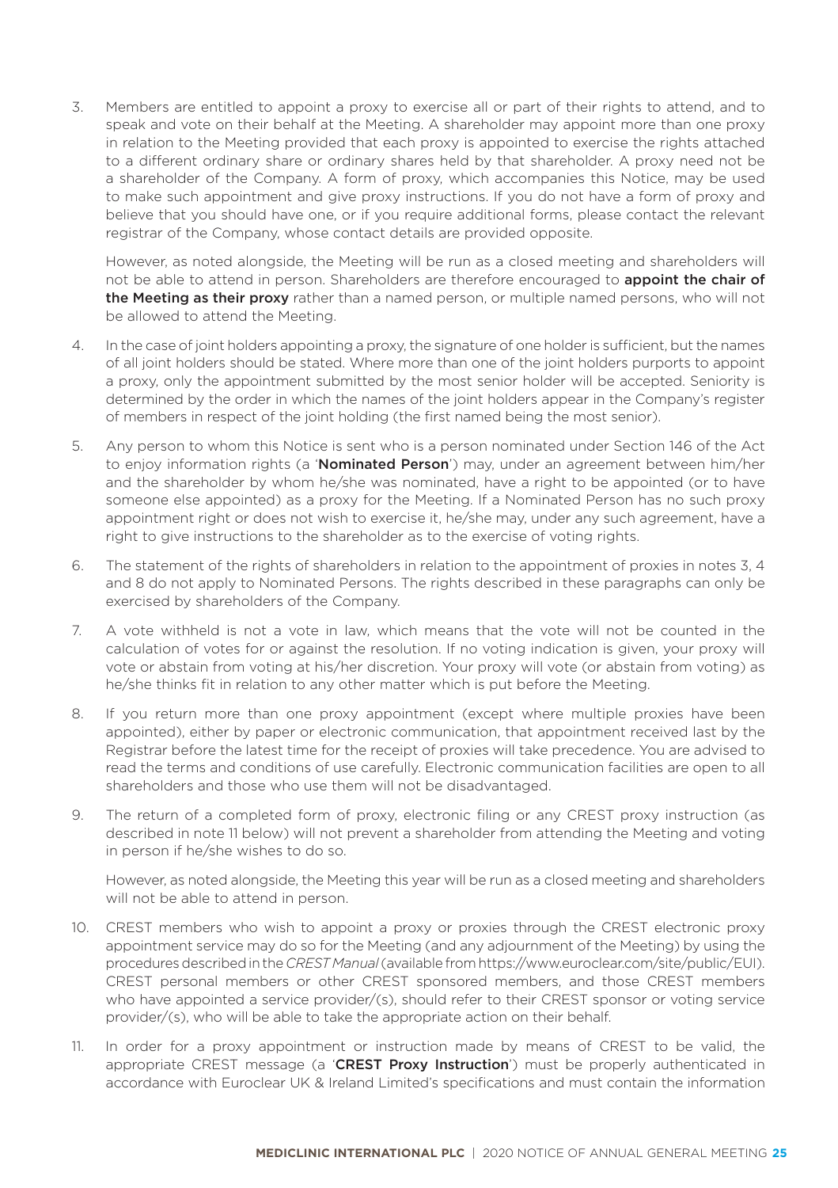3. Members are entitled to appoint a proxy to exercise all or part of their rights to attend, and to speak and vote on their behalf at the Meeting. A shareholder may appoint more than one proxy in relation to the Meeting provided that each proxy is appointed to exercise the rights attached to a different ordinary share or ordinary shares held by that shareholder. A proxy need not be a shareholder of the Company. A form of proxy, which accompanies this Notice, may be used to make such appointment and give proxy instructions. If you do not have a form of proxy and believe that you should have one, or if you require additional forms, please contact the relevant registrar of the Company, whose contact details are provided opposite.

   However, as noted alongside, the Meeting will be run as a closed meeting and shareholders will not be able to attend in person. Shareholders are therefore encouraged to **appoint the chair of the Meeting as their proxy** rather than a named person, or multiple named persons, who will not be allowed to attend the Meeting.

4. In the case of joint holders appointing a proxy, the signature of one holder is sufficient, but the names of all joint holders should be stated. Where more than one of the joint holders purports to appoint a proxy, only the appointment submitted by the most senior holder will be accepted. Seniority is determined by the order in which the names of the joint holders appear in the Company's register of members in respect of the joint holding (the first named being the most senior).

5. Any person to whom this Notice is sent who is a person nominated under Section 146 of the Act to enjoy information rights (a '**Nominated Person**') may, under an agreement between him/her and the shareholder by whom he/she was nominated, have a right to be appointed (or to have someone else appointed) as a proxy for the Meeting. If a Nominated Person has no such proxy appointment right or does not wish to exercise it, he/she may, under any such agreement, have a right to give instructions to the shareholder as to the exercise of voting rights.

6. The statement of the rights of shareholders in relation to the appointment of proxies in notes 3, 4 and 8 do not apply to Nominated Persons. The rights described in these paragraphs can only be exercised by shareholders of the Company.

7. A vote withheld is not a vote in law, which means that the vote will not be counted in the calculation of votes for or against the resolution. If no voting indication is given, your proxy will vote or abstain from voting at his/her discretion. Your proxy will vote (or abstain from voting) as he/she thinks fit in relation to any other matter which is put before the Meeting.

8. If you return more than one proxy appointment (except where multiple proxies have been appointed), either by paper or electronic communication, that appointment received last by the Registrar before the latest time for the receipt of proxies will take precedence. You are advised to read the terms and conditions of use carefully. Electronic communication facilities are open to all shareholders and those who use them will not be disadvantaged.

9. The return of a completed form of proxy, electronic filing or any CREST proxy instruction (as described in note 11 below) will not prevent a shareholder from attending the Meeting and voting in person if he/she wishes to do so.

   However, as noted alongside, the Meeting this year will be run as a closed meeting and shareholders will not be able to attend in person.

10. CREST members who wish to appoint a proxy or proxies through the CREST electronic proxy appointment service may do so for the Meeting (and any adjournment of the Meeting) by using the procedures described in the *CREST Manual* (available from https://www.euroclear.com/site/public/EUI). CREST personal members or other CREST sponsored members, and those CREST members who have appointed a service provider/(s), should refer to their CREST sponsor or voting service provider/(s), who will be able to take the appropriate action on their behalf.

11. In order for a proxy appointment or instruction made by means of CREST to be valid, the appropriate CREST message (a '**CREST Proxy Instruction**') must be properly authenticated in accordance with Euroclear UK & Ireland Limited's specifications and must contain the information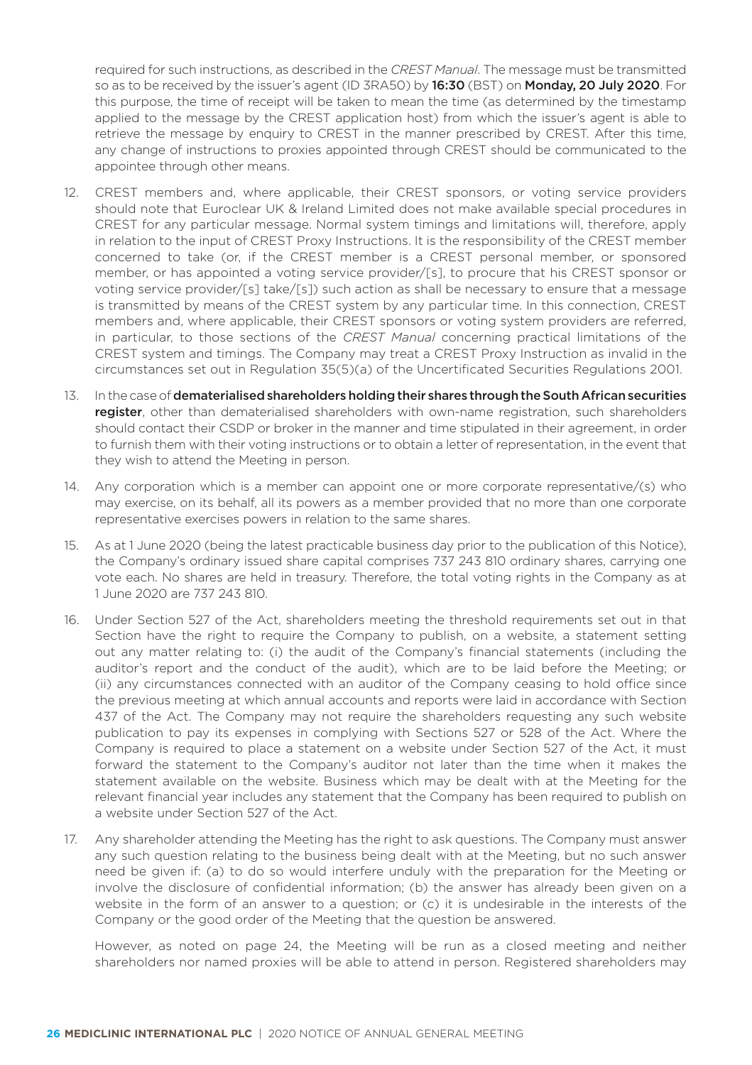required for such instructions, as described in the *CREST Manual*. The message must be transmitted so as to be received by the issuer's agent (ID 3RA50) by **16:30** (BST) on **Monday, 20 July 2020**. For this purpose, the time of receipt will be taken to mean the time (as determined by the timestamp applied to the message by the CREST application host) from which the issuer's agent is able to retrieve the message by enquiry to CREST in the manner prescribed by CREST. After this time, any change of instructions to proxies appointed through CREST should be communicated to the appointee through other means.

12. CREST members and, where applicable, their CREST sponsors, or voting service providers should note that Euroclear UK & Ireland Limited does not make available special procedures in CREST for any particular message. Normal system timings and limitations will, therefore, apply in relation to the input of CREST Proxy Instructions. It is the responsibility of the CREST member concerned to take (or, if the CREST member is a CREST personal member, or sponsored member, or has appointed a voting service provider/[s], to procure that his CREST sponsor or voting service provider/[s] take/[s]) such action as shall be necessary to ensure that a message is transmitted by means of the CREST system by any particular time. In this connection, CREST members and, where applicable, their CREST sponsors or voting system providers are referred, in particular, to those sections of the *CREST Manual* concerning practical limitations of the CREST system and timings. The Company may treat a CREST Proxy Instruction as invalid in the circumstances set out in Regulation 35(5)(a) of the Uncertificated Securities Regulations 2001.

13. In the case of **dematerialised shareholders holding their shares through the South African securities register**, other than dematerialised shareholders with own-name registration, such shareholders should contact their CSDP or broker in the manner and time stipulated in their agreement, in order to furnish them with their voting instructions or to obtain a letter of representation, in the event that they wish to attend the Meeting in person.

14. Any corporation which is a member can appoint one or more corporate representative/(s) who may exercise, on its behalf, all its powers as a member provided that no more than one corporate representative exercises powers in relation to the same shares.

15. As at 1 June 2020 (being the latest practicable business day prior to the publication of this Notice), the Company's ordinary issued share capital comprises 737 243 810 ordinary shares, carrying one vote each. No shares are held in treasury. Therefore, the total voting rights in the Company as at 1 June 2020 are 737 243 810.

16. Under Section 527 of the Act, shareholders meeting the threshold requirements set out in that Section have the right to require the Company to publish, on a website, a statement setting out any matter relating to: (i) the audit of the Company's financial statements (including the auditor's report and the conduct of the audit), which are to be laid before the Meeting; or (ii) any circumstances connected with an auditor of the Company ceasing to hold office since the previous meeting at which annual accounts and reports were laid in accordance with Section 437 of the Act. The Company may not require the shareholders requesting any such website publication to pay its expenses in complying with Sections 527 or 528 of the Act. Where the Company is required to place a statement on a website under Section 527 of the Act, it must forward the statement to the Company's auditor not later than the time when it makes the statement available on the website. Business which may be dealt with at the Meeting for the relevant financial year includes any statement that the Company has been required to publish on a website under Section 527 of the Act.

17. Any shareholder attending the Meeting has the right to ask questions. The Company must answer any such question relating to the business being dealt with at the Meeting, but no such answer need be given if: (a) to do so would interfere unduly with the preparation for the Meeting or involve the disclosure of confidential information; (b) the answer has already been given on a website in the form of an answer to a question; or (c) it is undesirable in the interests of the Company or the good order of the Meeting that the question be answered.

    However, as noted on page 24, the Meeting will be run as a closed meeting and neither shareholders nor named proxies will be able to attend in person. Registered shareholders may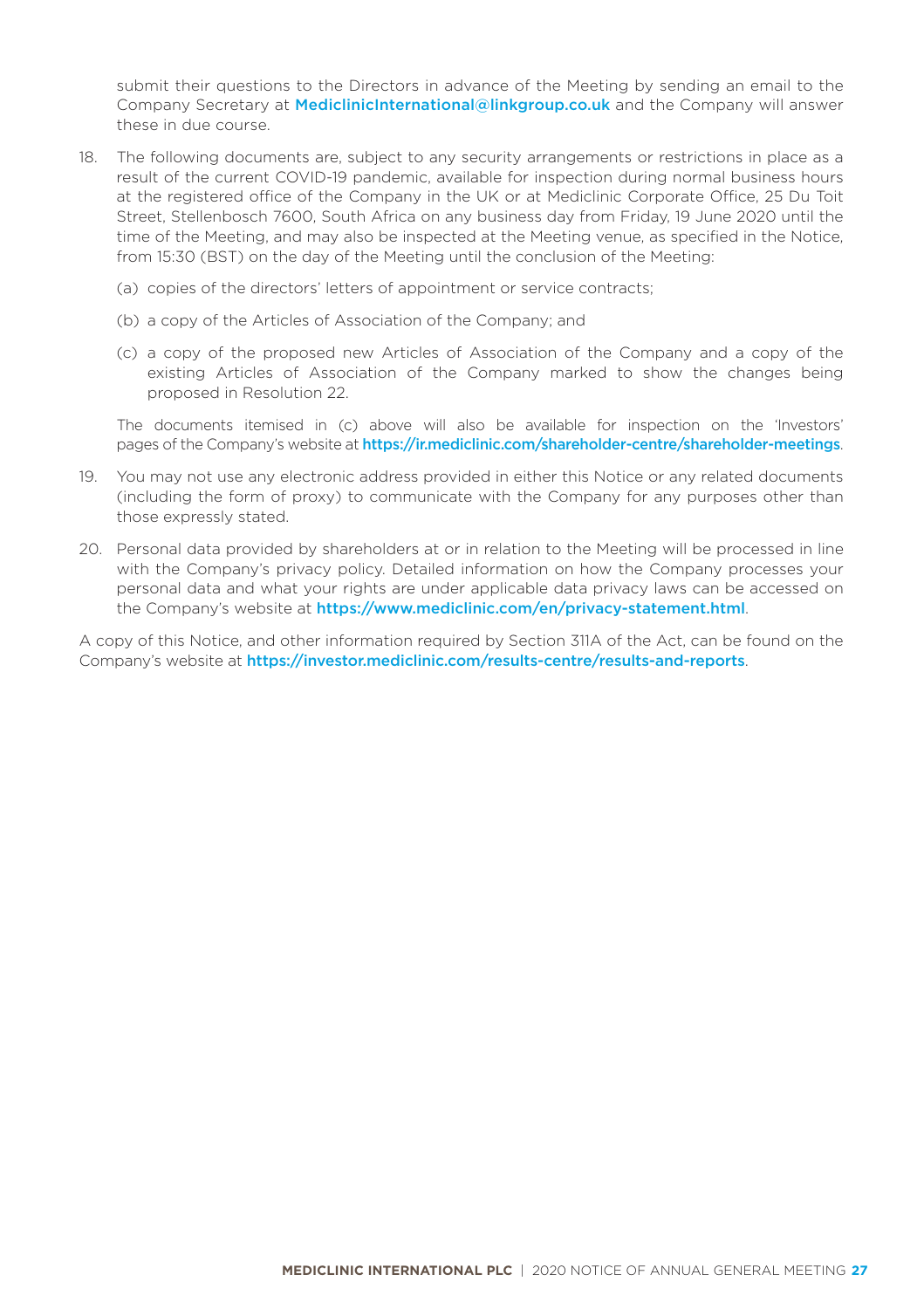submit their questions to the Directors in advance of the Meeting by sending an email to the Company Secretary at MediclinicInternational@linkgroup.co.uk and the Company will answer these in due course.

18. The following documents are, subject to any security arrangements or restrictions in place as a result of the current COVID-19 pandemic, available for inspection during normal business hours at the registered office of the Company in the UK or at Mediclinic Corporate Office, 25 Du Toit Street, Stellenbosch 7600, South Africa on any business day from Friday, 19 June 2020 until the time of the Meeting, and may also be inspected at the Meeting venue, as specified in the Notice, from 15:30 (BST) on the day of the Meeting until the conclusion of the Meeting:

    (a) copies of the directors' letters of appointment or service contracts;

    (b) a copy of the Articles of Association of the Company; and

    (c) a copy of the proposed new Articles of Association of the Company and a copy of the existing Articles of Association of the Company marked to show the changes being proposed in Resolution 22.

    The documents itemised in (c) above will also be available for inspection on the 'Investors' pages of the Company's website at https://ir.mediclinic.com/shareholder-centre/shareholder-meetings.

19. You may not use any electronic address provided in either this Notice or any related documents (including the form of proxy) to communicate with the Company for any purposes other than those expressly stated.

20. Personal data provided by shareholders at or in relation to the Meeting will be processed in line with the Company's privacy policy. Detailed information on how the Company processes your personal data and what your rights are under applicable data privacy laws can be accessed on the Company's website at https://www.mediclinic.com/en/privacy-statement.html.

A copy of this Notice, and other information required by Section 311A of the Act, can be found on the Company's website at https://investor.mediclinic.com/results-centre/results-and-reports.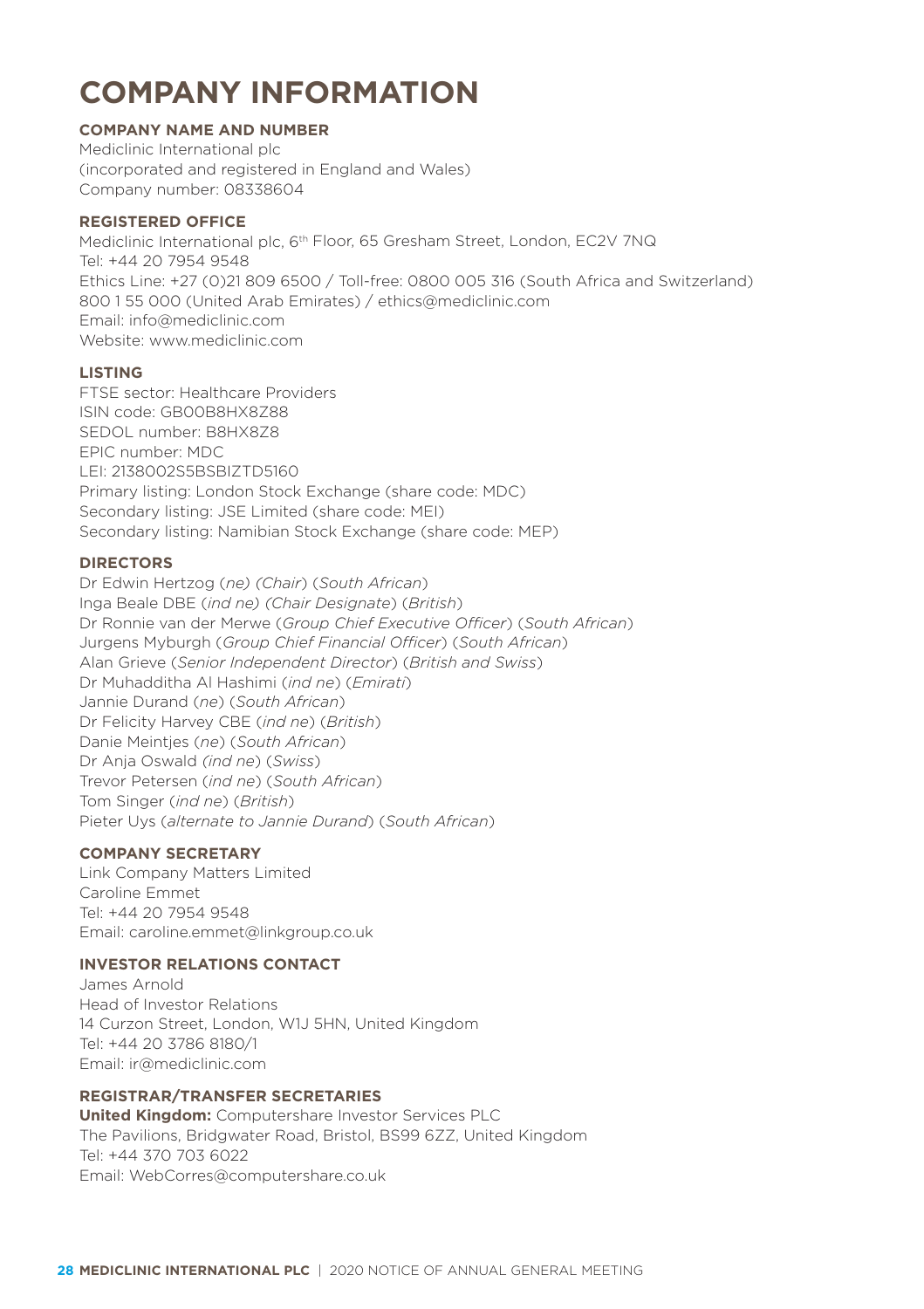# COMPANY INFORMATION

### COMPANY NAME AND NUMBER

Mediclinic International plc
(incorporated and registered in England and Wales)
Company number: 08338604

### REGISTERED OFFICE

Mediclinic International plc, 6th Floor, 65 Gresham Street, London, EC2V 7NQ
Tel: +44 20 7954 9548
Ethics Line: +27 (0)21 809 6500 / Toll-free: 0800 005 316 (South Africa and Switzerland)
800 1 55 000 (United Arab Emirates) / ethics@mediclinic.com
Email: info@mediclinic.com
Website: www.mediclinic.com

### LISTING

FTSE sector: Healthcare Providers
ISIN code: GB00B8HX8Z88
SEDOL number: B8HX8Z8
EPIC number: MDC
LEI: 2138002S5BSBIZTD5160
Primary listing: London Stock Exchange (share code: MDC)
Secondary listing: JSE Limited (share code: MEI)
Secondary listing: Namibian Stock Exchange (share code: MEP)

### DIRECTORS

Dr Edwin Hertzog (*ne*) (*Chair*) (*South African*)
Inga Beale DBE (*ind ne*) (*Chair Designate*) (*British*)
Dr Ronnie van der Merwe (*Group Chief Executive Officer*) (*South African*)
Jurgens Myburgh (*Group Chief Financial Officer*) (*South African*)
Alan Grieve (*Senior Independent Director*) (*British and Swiss*)
Dr Muhadditha Al Hashimi (*ind ne*) (*Emirati*)
Jannie Durand (*ne*) (*South African*)
Dr Felicity Harvey CBE (*ind ne*) (*British*)
Danie Meintjes (*ne*) (*South African*)
Dr Anja Oswald (*ind ne*) (*Swiss*)
Trevor Petersen (*ind ne*) (*South African*)
Tom Singer (*ind ne*) (*British*)
Pieter Uys (*alternate to Jannie Durand*) (*South African*)

### COMPANY SECRETARY

Link Company Matters Limited
Caroline Emmet
Tel: +44 20 7954 9548
Email: caroline.emmet@linkgroup.co.uk

### INVESTOR RELATIONS CONTACT

James Arnold
Head of Investor Relations
14 Curzon Street, London, W1J 5HN, United Kingdom
Tel: +44 20 3786 8180/1
Email: ir@mediclinic.com

### REGISTRAR/TRANSFER SECRETARIES

**United Kingdom:** Computershare Investor Services PLC
The Pavilions, Bridgwater Road, Bristol, BS99 6ZZ, United Kingdom
Tel: +44 370 703 6022
Email: WebCorres@computershare.co.uk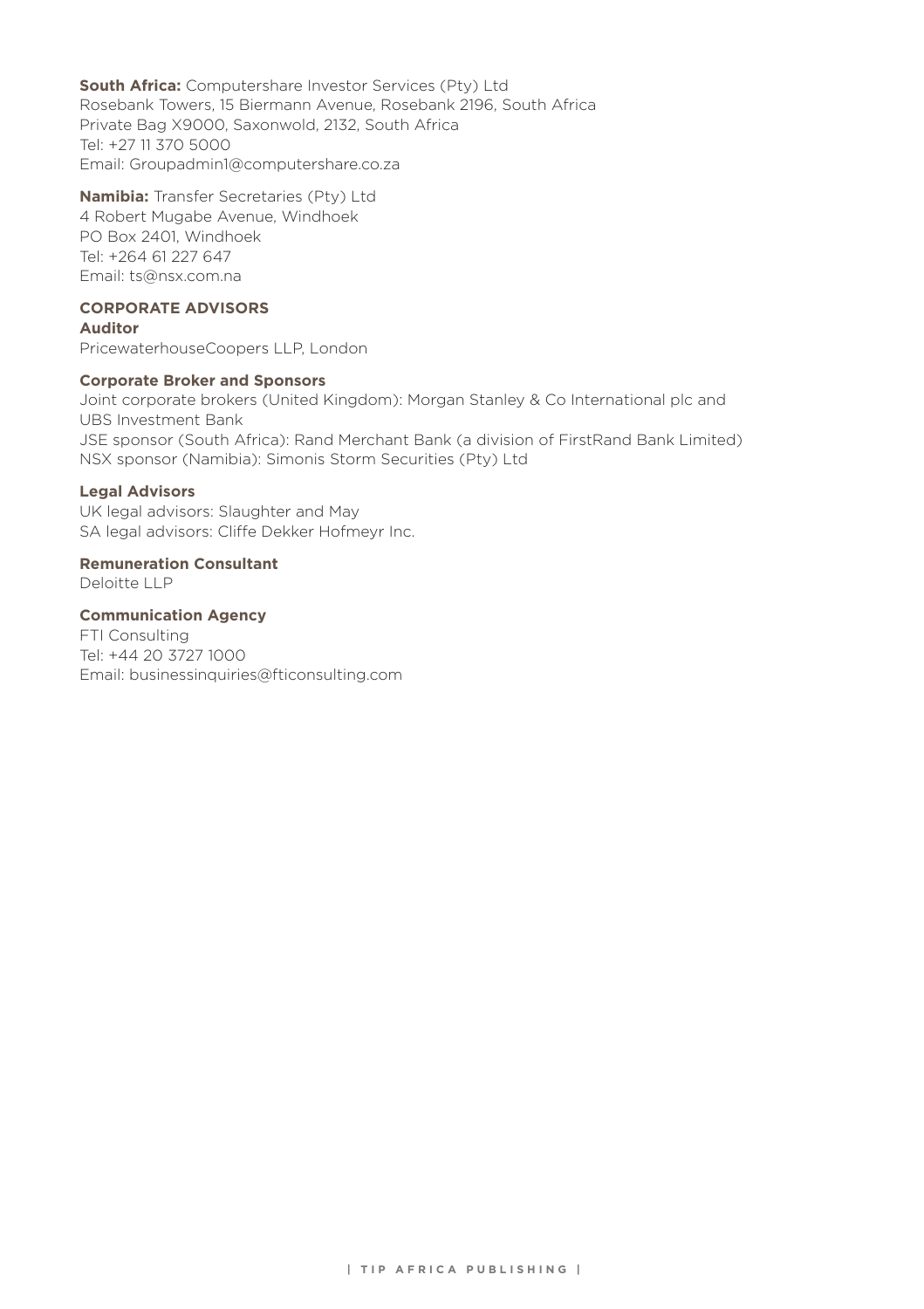**South Africa:** Computershare Investor Services (Pty) Ltd
Rosebank Towers, 15 Biermann Avenue, Rosebank 2196, South Africa
Private Bag X9000, Saxonwold, 2132, South Africa
Tel: +27 11 370 5000
Email: Groupadmin1@computershare.co.za

**Namibia:** Transfer Secretaries (Pty) Ltd
4 Robert Mugabe Avenue, Windhoek
PO Box 2401, Windhoek
Tel: +264 61 227 647
Email: ts@nsx.com.na

## CORPORATE ADVISORS

### Auditor

PricewaterhouseCoopers LLP, London

### Corporate Broker and Sponsors

Joint corporate brokers (United Kingdom): Morgan Stanley & Co International plc and UBS Investment Bank
JSE sponsor (South Africa): Rand Merchant Bank (a division of FirstRand Bank Limited)
NSX sponsor (Namibia): Simonis Storm Securities (Pty) Ltd

### Legal Advisors

UK legal advisors: Slaughter and May
SA legal advisors: Cliffe Dekker Hofmeyr Inc.

### Remuneration Consultant

Deloitte LLP

### Communication Agency

FTI Consulting
Tel: +44 20 3727 1000
Email: businessinquiries@fticonsulting.com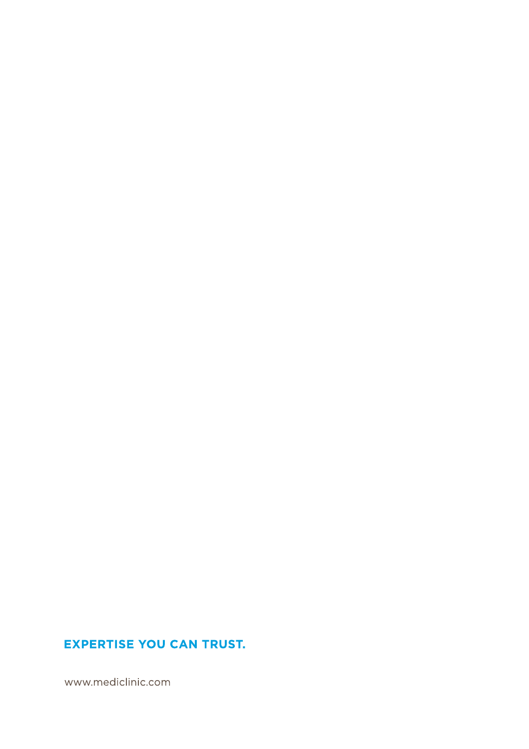**EXPERTISE YOU CAN TRUST.**

www.mediclinic.com